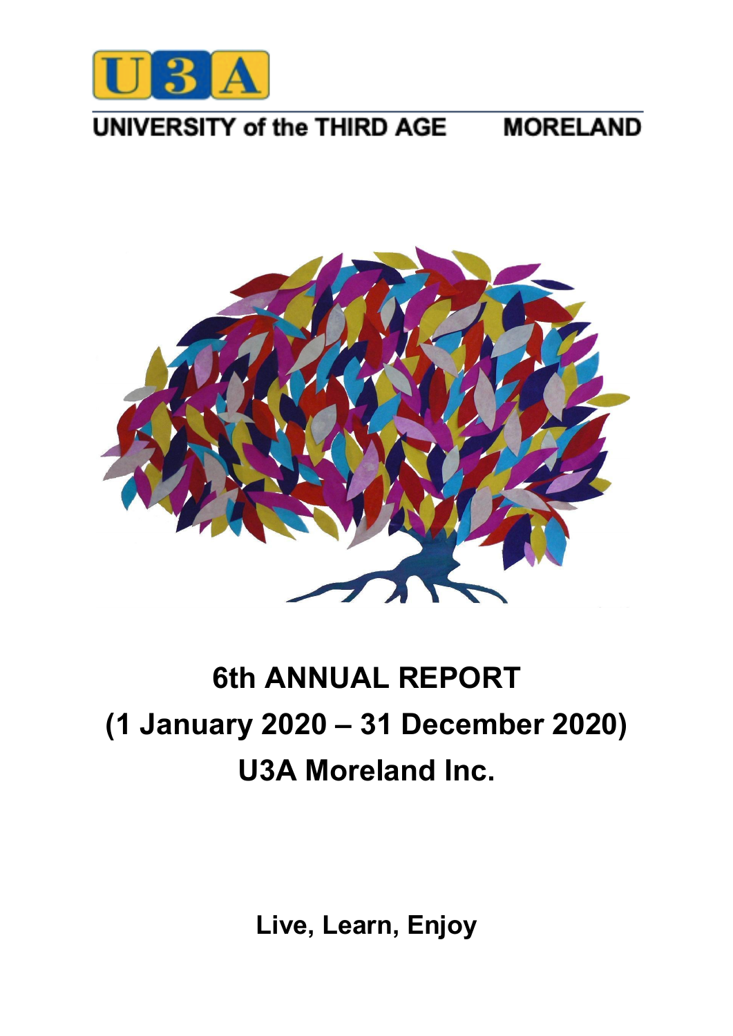U3A

UNIVERSITY of the THIRD AGE MORELAND

# 6th ANNUAL REPORT
# (1 January 2020 – 31 December 2020)
# U3A Moreland Inc.

**Live, Learn, Enjoy**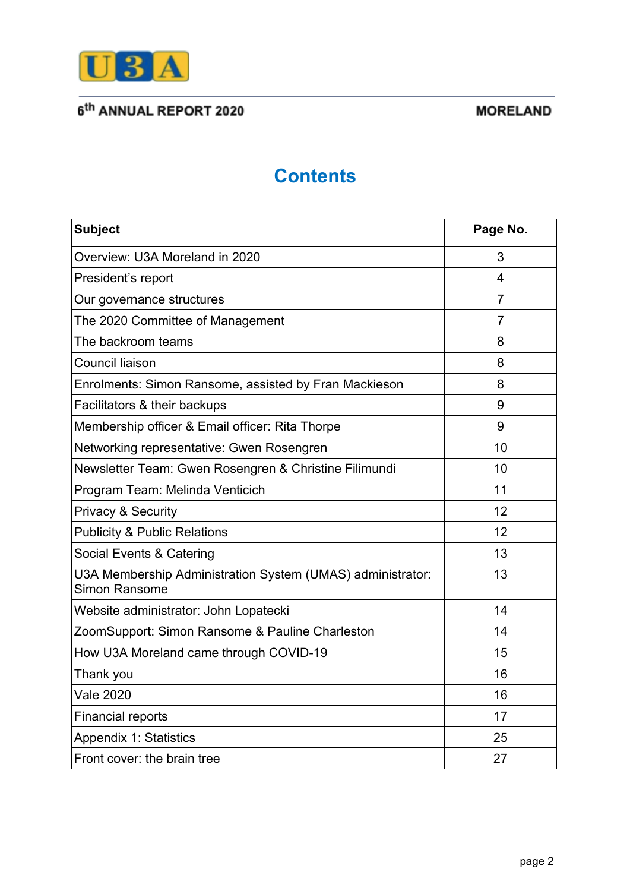# Contents

| Subject | Page No. |
| --- | --- |
| Overview: U3A Moreland in 2020 | 3 |
| President's report | 4 |
| Our governance structures | 7 |
| The 2020 Committee of Management | 7 |
| The backroom teams | 8 |
| Council liaison | 8 |
| Enrolments: Simon Ransome, assisted by Fran Mackieson | 8 |
| Facilitators & their backups | 9 |
| Membership officer & Email officer: Rita Thorpe | 9 |
| Networking representative: Gwen Rosengren | 10 |
| Newsletter Team: Gwen Rosengren & Christine Filimundi | 10 |
| Program Team: Melinda Venticich | 11 |
| Privacy & Security | 12 |
| Publicity & Public Relations | 12 |
| Social Events & Catering | 13 |
| U3A Membership Administration System (UMAS) administrator: Simon Ransome | 13 |
| Website administrator: John Lopatecki | 14 |
| ZoomSupport: Simon Ransome & Pauline Charleston | 14 |
| How U3A Moreland came through COVID-19 | 15 |
| Thank you | 16 |
| Vale 2020 | 16 |
| Financial reports | 17 |
| Appendix 1: Statistics | 25 |
| Front cover: the brain tree | 27 |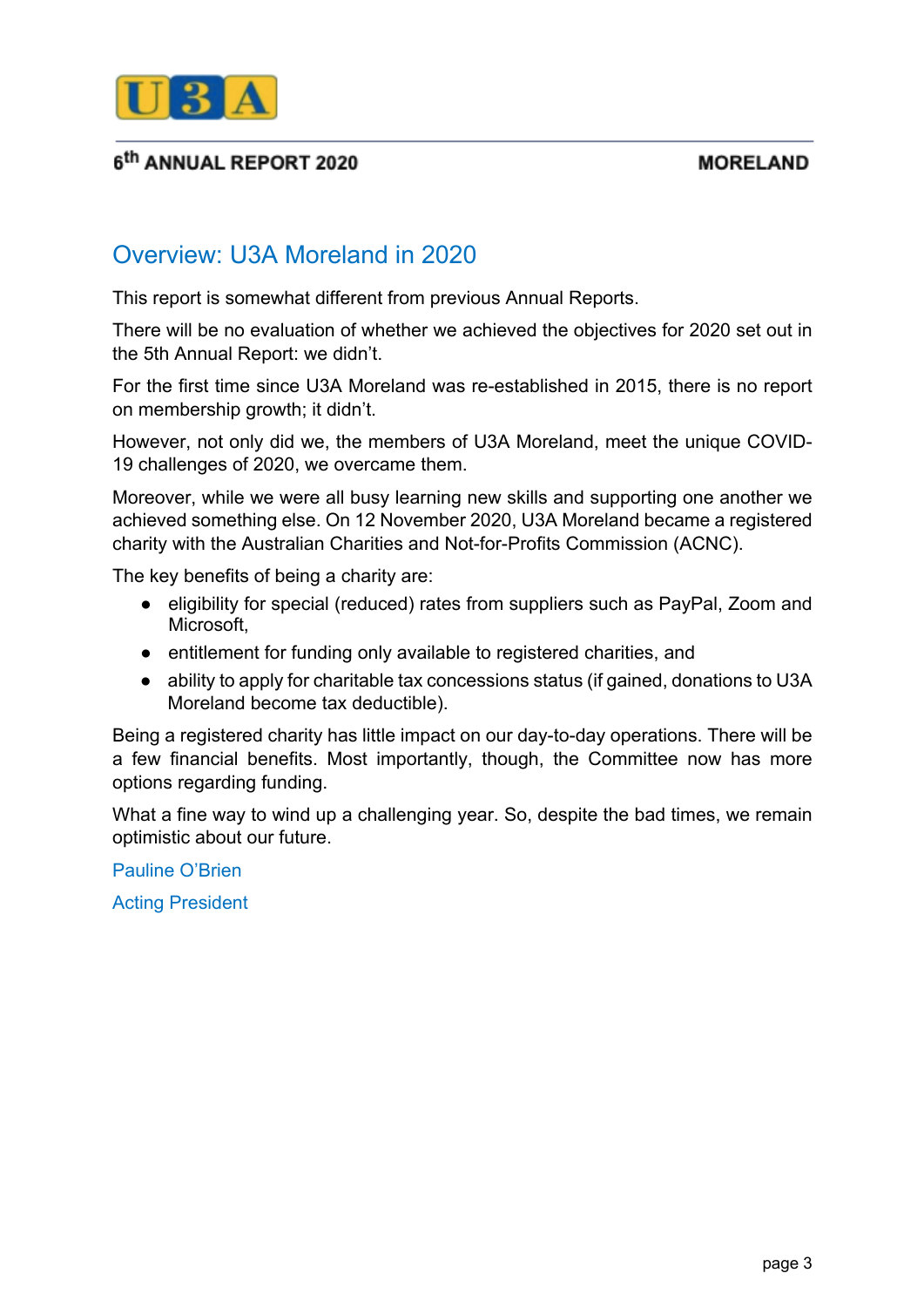## Overview: U3A Moreland in 2020

This report is somewhat different from previous Annual Reports.

There will be no evaluation of whether we achieved the objectives for 2020 set out in the 5th Annual Report: we didn't.

For the first time since U3A Moreland was re-established in 2015, there is no report on membership growth; it didn't.

However, not only did we, the members of U3A Moreland, meet the unique COVID-19 challenges of 2020, we overcame them.

Moreover, while we were all busy learning new skills and supporting one another we achieved something else. On 12 November 2020, U3A Moreland became a registered charity with the Australian Charities and Not-for-Profits Commission (ACNC).

The key benefits of being a charity are:

- eligibility for special (reduced) rates from suppliers such as PayPal, Zoom and Microsoft,
- entitlement for funding only available to registered charities, and
- ability to apply for charitable tax concessions status (if gained, donations to U3A Moreland become tax deductible).

Being a registered charity has little impact on our day-to-day operations. There will be a few financial benefits. Most importantly, though, the Committee now has more options regarding funding.

What a fine way to wind up a challenging year. So, despite the bad times, we remain optimistic about our future.

Pauline O'Brien

Acting President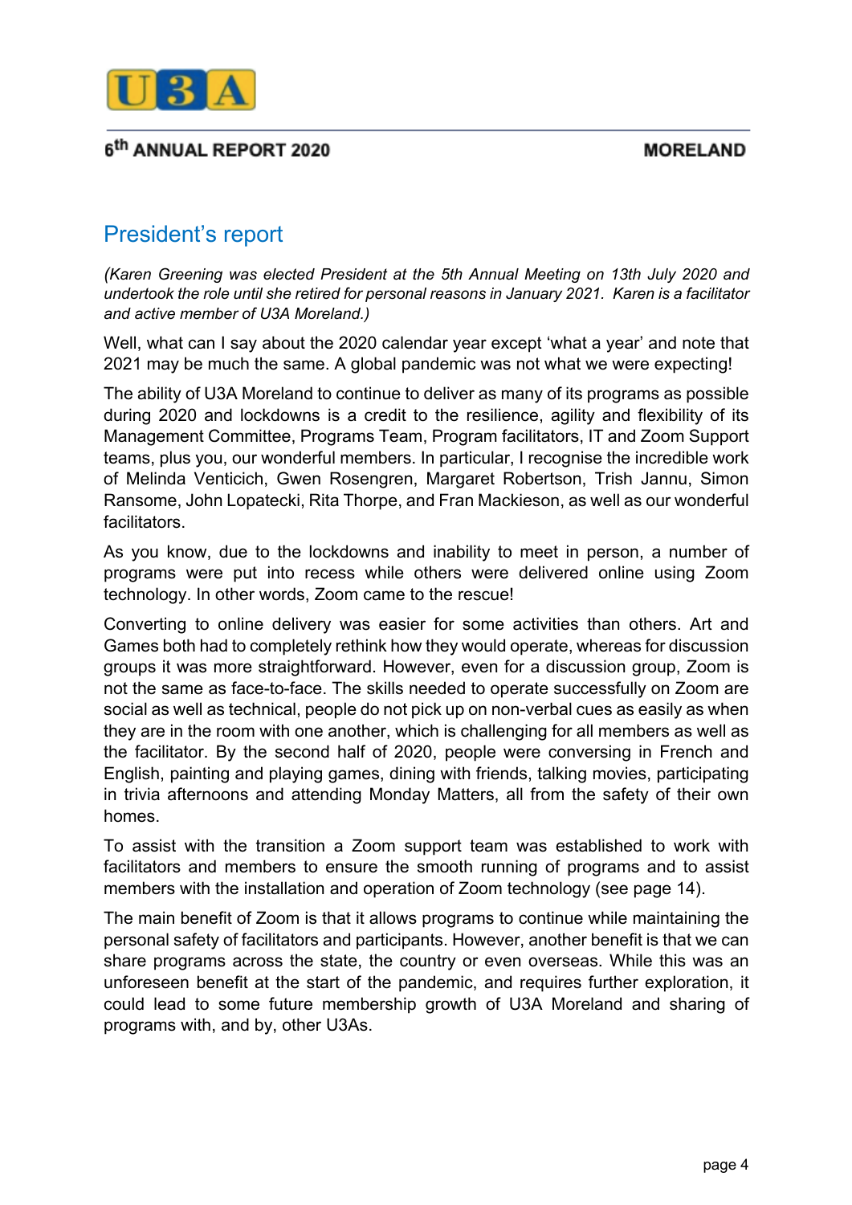## President's report

*(Karen Greening was elected President at the 5th Annual Meeting on 13th July 2020 and undertook the role until she retired for personal reasons in January 2021. Karen is a facilitator and active member of U3A Moreland.)*

Well, what can I say about the 2020 calendar year except 'what a year' and note that 2021 may be much the same. A global pandemic was not what we were expecting!

The ability of U3A Moreland to continue to deliver as many of its programs as possible during 2020 and lockdowns is a credit to the resilience, agility and flexibility of its Management Committee, Programs Team, Program facilitators, IT and Zoom Support teams, plus you, our wonderful members. In particular, I recognise the incredible work of Melinda Venticich, Gwen Rosengren, Margaret Robertson, Trish Jannu, Simon Ransome, John Lopatecki, Rita Thorpe, and Fran Mackieson, as well as our wonderful facilitators.

As you know, due to the lockdowns and inability to meet in person, a number of programs were put into recess while others were delivered online using Zoom technology. In other words, Zoom came to the rescue!

Converting to online delivery was easier for some activities than others. Art and Games both had to completely rethink how they would operate, whereas for discussion groups it was more straightforward. However, even for a discussion group, Zoom is not the same as face-to-face. The skills needed to operate successfully on Zoom are social as well as technical, people do not pick up on non-verbal cues as easily as when they are in the room with one another, which is challenging for all members as well as the facilitator. By the second half of 2020, people were conversing in French and English, painting and playing games, dining with friends, talking movies, participating in trivia afternoons and attending Monday Matters, all from the safety of their own homes.

To assist with the transition a Zoom support team was established to work with facilitators and members to ensure the smooth running of programs and to assist members with the installation and operation of Zoom technology (see page 14).

The main benefit of Zoom is that it allows programs to continue while maintaining the personal safety of facilitators and participants. However, another benefit is that we can share programs across the state, the country or even overseas. While this was an unforeseen benefit at the start of the pandemic, and requires further exploration, it could lead to some future membership growth of U3A Moreland and sharing of programs with, and by, other U3As.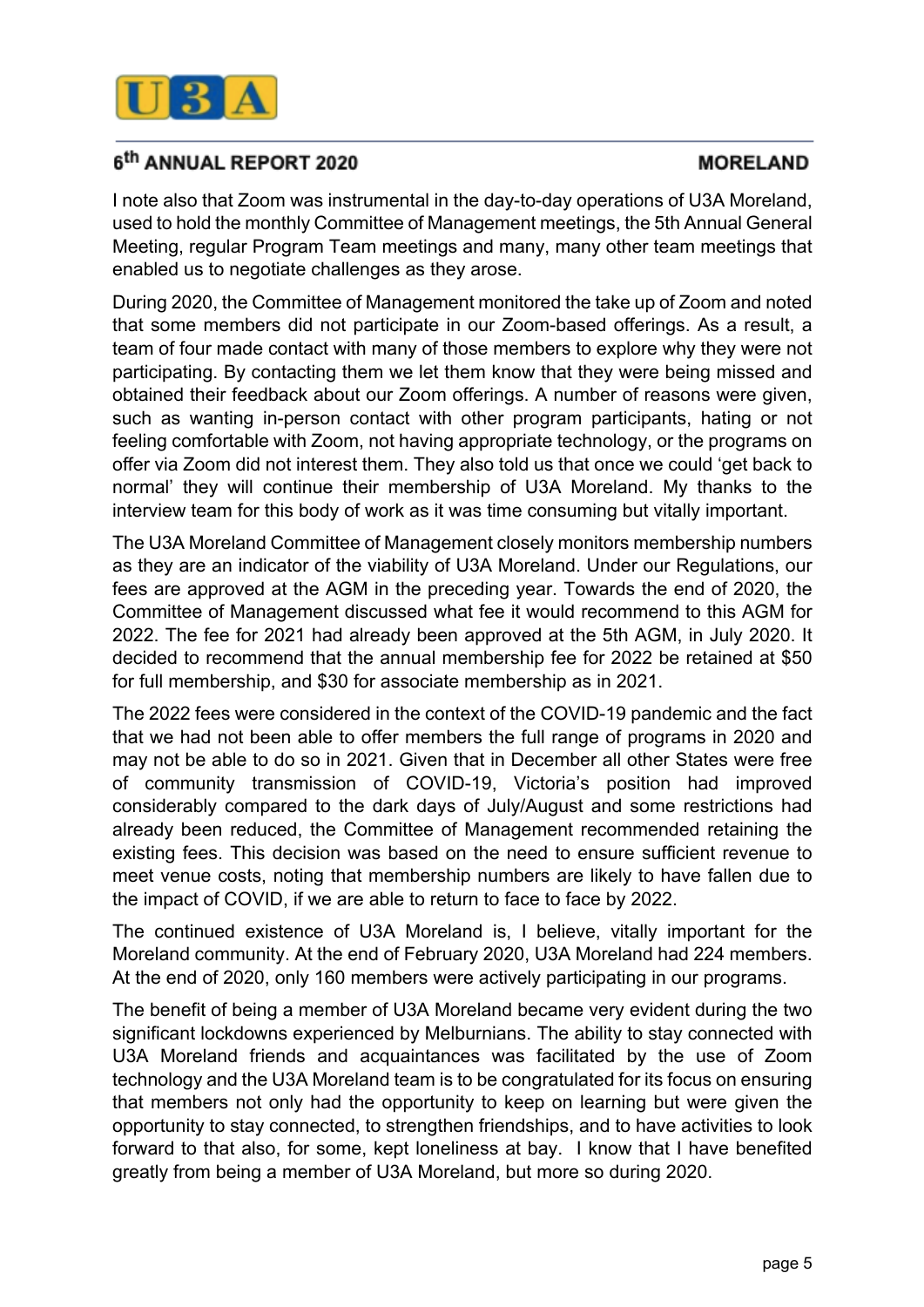I note also that Zoom was instrumental in the day-to-day operations of U3A Moreland, used to hold the monthly Committee of Management meetings, the 5th Annual General Meeting, regular Program Team meetings and many, many other team meetings that enabled us to negotiate challenges as they arose.

During 2020, the Committee of Management monitored the take up of Zoom and noted that some members did not participate in our Zoom-based offerings. As a result, a team of four made contact with many of those members to explore why they were not participating. By contacting them we let them know that they were being missed and obtained their feedback about our Zoom offerings. A number of reasons were given, such as wanting in-person contact with other program participants, hating or not feeling comfortable with Zoom, not having appropriate technology, or the programs on offer via Zoom did not interest them. They also told us that once we could 'get back to normal' they will continue their membership of U3A Moreland. My thanks to the interview team for this body of work as it was time consuming but vitally important.

The U3A Moreland Committee of Management closely monitors membership numbers as they are an indicator of the viability of U3A Moreland. Under our Regulations, our fees are approved at the AGM in the preceding year. Towards the end of 2020, the Committee of Management discussed what fee it would recommend to this AGM for 2022. The fee for 2021 had already been approved at the 5th AGM, in July 2020. It decided to recommend that the annual membership fee for 2022 be retained at $50 for full membership, and $30 for associate membership as in 2021.

The 2022 fees were considered in the context of the COVID-19 pandemic and the fact that we had not been able to offer members the full range of programs in 2020 and may not be able to do so in 2021. Given that in December all other States were free of community transmission of COVID-19, Victoria's position had improved considerably compared to the dark days of July/August and some restrictions had already been reduced, the Committee of Management recommended retaining the existing fees. This decision was based on the need to ensure sufficient revenue to meet venue costs, noting that membership numbers are likely to have fallen due to the impact of COVID, if we are able to return to face to face by 2022.

The continued existence of U3A Moreland is, I believe, vitally important for the Moreland community. At the end of February 2020, U3A Moreland had 224 members. At the end of 2020, only 160 members were actively participating in our programs.

The benefit of being a member of U3A Moreland became very evident during the two significant lockdowns experienced by Melburnians. The ability to stay connected with U3A Moreland friends and acquaintances was facilitated by the use of Zoom technology and the U3A Moreland team is to be congratulated for its focus on ensuring that members not only had the opportunity to keep on learning but were given the opportunity to stay connected, to strengthen friendships, and to have activities to look forward to that also, for some, kept loneliness at bay. I know that I have benefited greatly from being a member of U3A Moreland, but more so during 2020.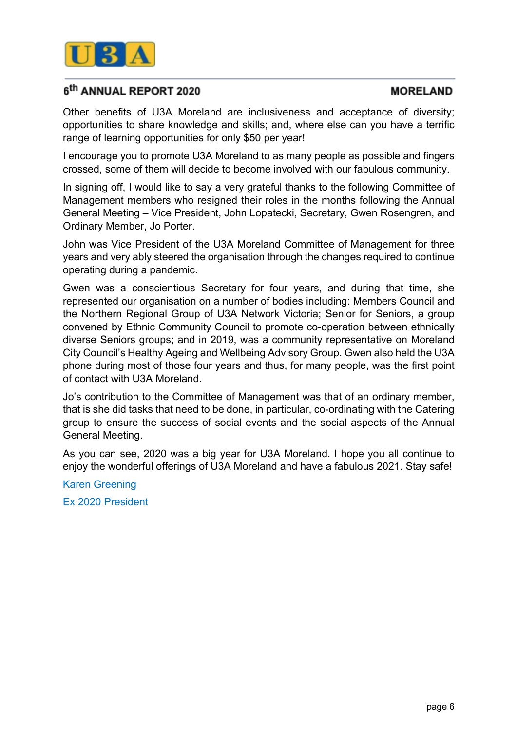Other benefits of U3A Moreland are inclusiveness and acceptance of diversity; opportunities to share knowledge and skills; and, where else can you have a terrific range of learning opportunities for only $50 per year!

I encourage you to promote U3A Moreland to as many people as possible and fingers crossed, some of them will decide to become involved with our fabulous community.

In signing off, I would like to say a very grateful thanks to the following Committee of Management members who resigned their roles in the months following the Annual General Meeting – Vice President, John Lopatecki, Secretary, Gwen Rosengren, and Ordinary Member, Jo Porter.

John was Vice President of the U3A Moreland Committee of Management for three years and very ably steered the organisation through the changes required to continue operating during a pandemic.

Gwen was a conscientious Secretary for four years, and during that time, she represented our organisation on a number of bodies including: Members Council and the Northern Regional Group of U3A Network Victoria; Senior for Seniors, a group convened by Ethnic Community Council to promote co-operation between ethnically diverse Seniors groups; and in 2019, was a community representative on Moreland City Council's Healthy Ageing and Wellbeing Advisory Group. Gwen also held the U3A phone during most of those four years and thus, for many people, was the first point of contact with U3A Moreland.

Jo's contribution to the Committee of Management was that of an ordinary member, that is she did tasks that need to be done, in particular, co-ordinating with the Catering group to ensure the success of social events and the social aspects of the Annual General Meeting.

As you can see, 2020 was a big year for U3A Moreland. I hope you all continue to enjoy the wonderful offerings of U3A Moreland and have a fabulous 2021. Stay safe!

Karen Greening

Ex 2020 President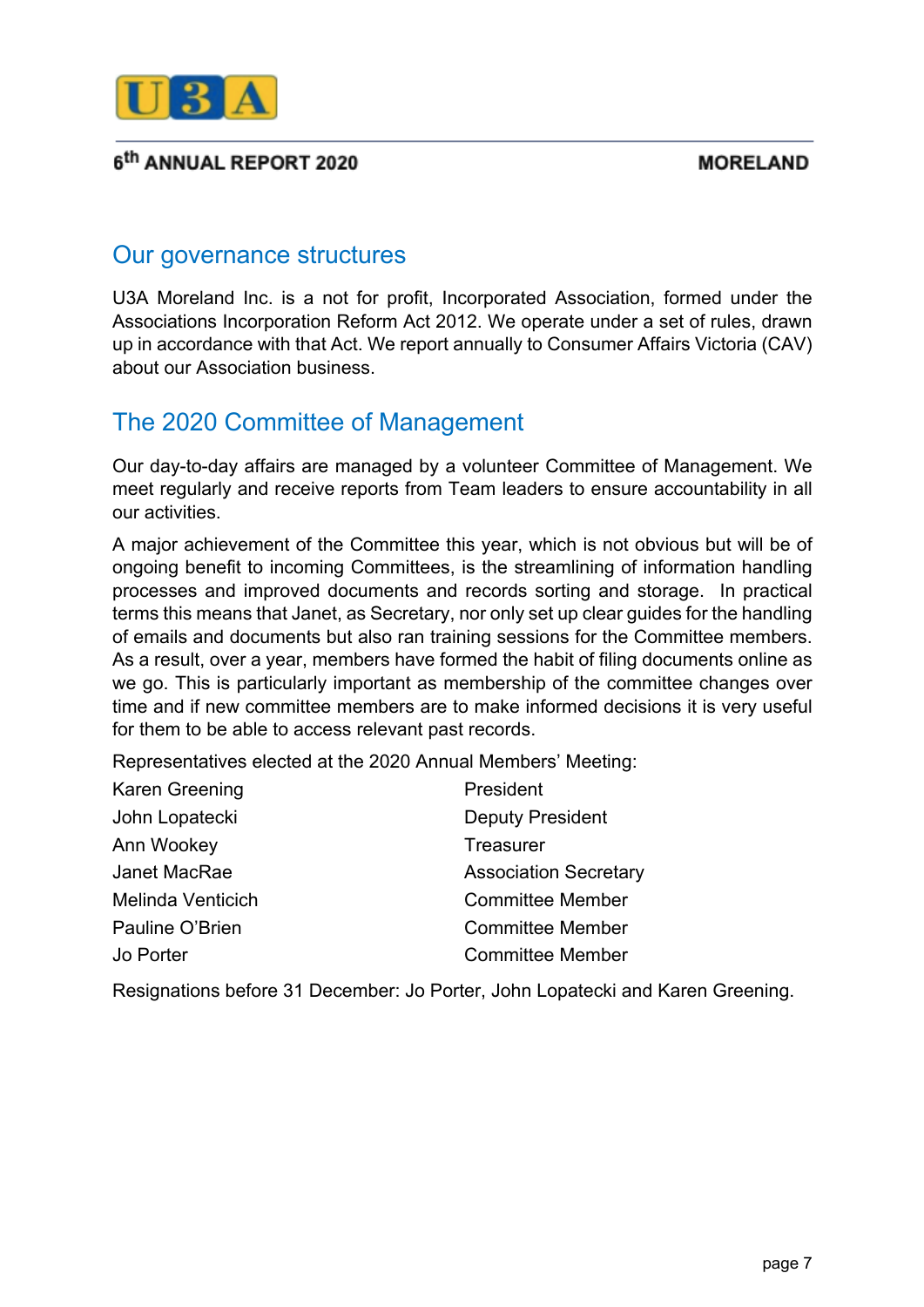## Our governance structures

U3A Moreland Inc. is a not for profit, Incorporated Association, formed under the Associations Incorporation Reform Act 2012. We operate under a set of rules, drawn up in accordance with that Act. We report annually to Consumer Affairs Victoria (CAV) about our Association business.

## The 2020 Committee of Management

Our day-to-day affairs are managed by a volunteer Committee of Management. We meet regularly and receive reports from Team leaders to ensure accountability in all our activities.

A major achievement of the Committee this year, which is not obvious but will be of ongoing benefit to incoming Committees, is the streamlining of information handling processes and improved documents and records sorting and storage. In practical terms this means that Janet, as Secretary, nor only set up clear guides for the handling of emails and documents but also ran training sessions for the Committee members. As a result, over a year, members have formed the habit of filing documents online as we go. This is particularly important as membership of the committee changes over time and if new committee members are to make informed decisions it is very useful for them to be able to access relevant past records.

Representatives elected at the 2020 Annual Members' Meeting:

| | |
|---|---|
| Karen Greening | President |
| John Lopatecki | Deputy President |
| Ann Wookey | Treasurer |
| Janet MacRae | Association Secretary |
| Melinda Venticich | Committee Member |
| Pauline O'Brien | Committee Member |
| Jo Porter | Committee Member |

Resignations before 31 December: Jo Porter, John Lopatecki and Karen Greening.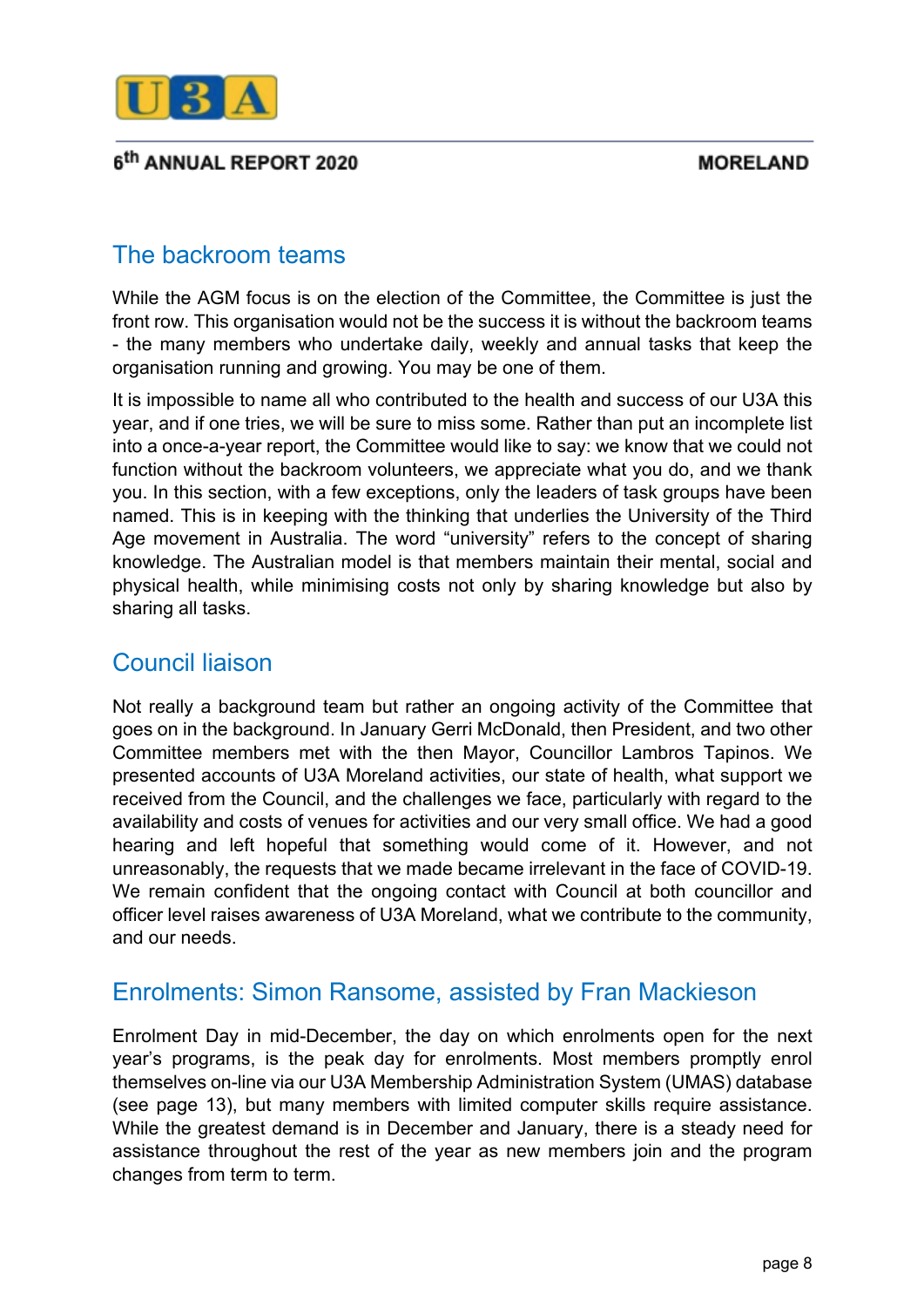## The backroom teams

While the AGM focus is on the election of the Committee, the Committee is just the front row. This organisation would not be the success it is without the backroom teams - the many members who undertake daily, weekly and annual tasks that keep the organisation running and growing. You may be one of them.

It is impossible to name all who contributed to the health and success of our U3A this year, and if one tries, we will be sure to miss some. Rather than put an incomplete list into a once-a-year report, the Committee would like to say: we know that we could not function without the backroom volunteers, we appreciate what you do, and we thank you. In this section, with a few exceptions, only the leaders of task groups have been named. This is in keeping with the thinking that underlies the University of the Third Age movement in Australia. The word “university” refers to the concept of sharing knowledge. The Australian model is that members maintain their mental, social and physical health, while minimising costs not only by sharing knowledge but also by sharing all tasks.

## Council liaison

Not really a background team but rather an ongoing activity of the Committee that goes on in the background. In January Gerri McDonald, then President, and two other Committee members met with the then Mayor, Councillor Lambros Tapinos. We presented accounts of U3A Moreland activities, our state of health, what support we received from the Council, and the challenges we face, particularly with regard to the availability and costs of venues for activities and our very small office. We had a good hearing and left hopeful that something would come of it. However, and not unreasonably, the requests that we made became irrelevant in the face of COVID-19. We remain confident that the ongoing contact with Council at both councillor and officer level raises awareness of U3A Moreland, what we contribute to the community, and our needs.

## Enrolments: Simon Ransome, assisted by Fran Mackieson

Enrolment Day in mid-December, the day on which enrolments open for the next year’s programs, is the peak day for enrolments. Most members promptly enrol themselves on-line via our U3A Membership Administration System (UMAS) database (see page 13), but many members with limited computer skills require assistance. While the greatest demand is in December and January, there is a steady need for assistance throughout the rest of the year as new members join and the program changes from term to term.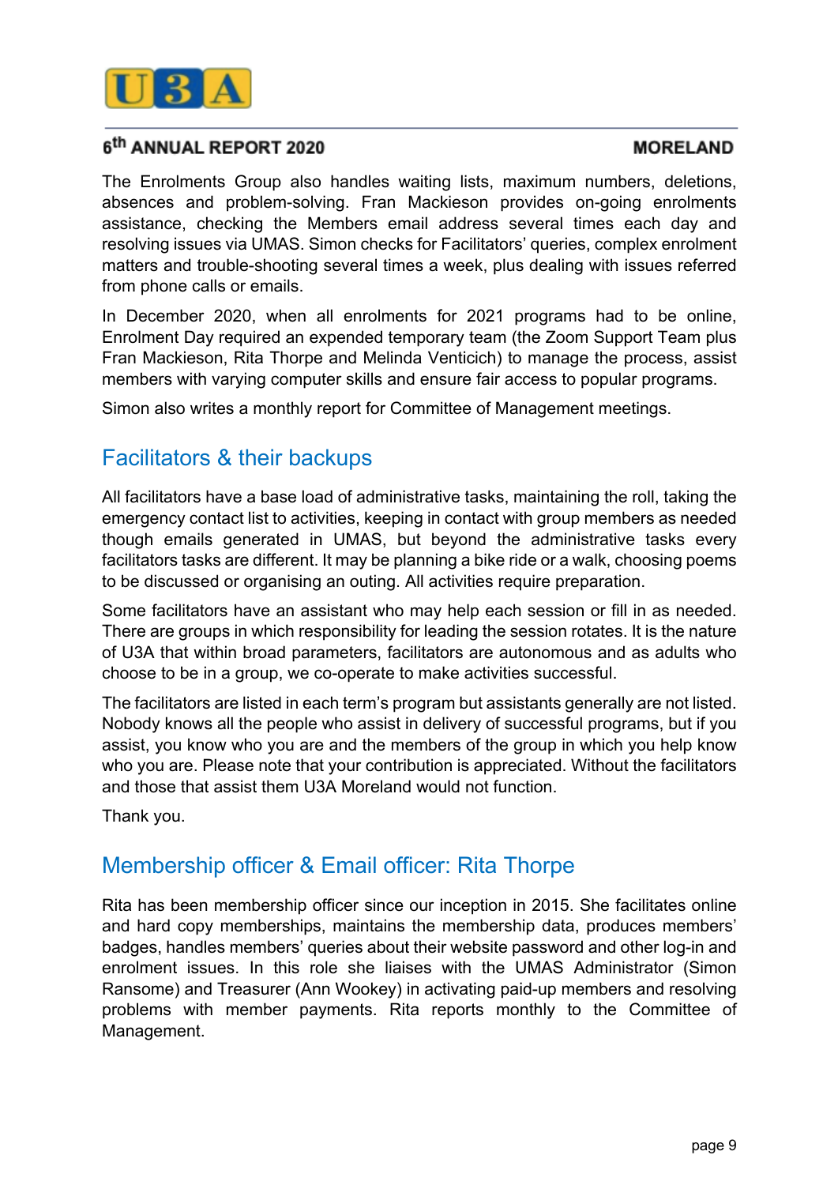The Enrolments Group also handles waiting lists, maximum numbers, deletions, absences and problem-solving. Fran Mackieson provides on-going enrolments assistance, checking the Members email address several times each day and resolving issues via UMAS. Simon checks for Facilitators' queries, complex enrolment matters and trouble-shooting several times a week, plus dealing with issues referred from phone calls or emails.

In December 2020, when all enrolments for 2021 programs had to be online, Enrolment Day required an expended temporary team (the Zoom Support Team plus Fran Mackieson, Rita Thorpe and Melinda Venticich) to manage the process, assist members with varying computer skills and ensure fair access to popular programs.

Simon also writes a monthly report for Committee of Management meetings.

## Facilitators & their backups

All facilitators have a base load of administrative tasks, maintaining the roll, taking the emergency contact list to activities, keeping in contact with group members as needed though emails generated in UMAS, but beyond the administrative tasks every facilitators tasks are different. It may be planning a bike ride or a walk, choosing poems to be discussed or organising an outing. All activities require preparation.

Some facilitators have an assistant who may help each session or fill in as needed. There are groups in which responsibility for leading the session rotates. It is the nature of U3A that within broad parameters, facilitators are autonomous and as adults who choose to be in a group, we co-operate to make activities successful.

The facilitators are listed in each term's program but assistants generally are not listed. Nobody knows all the people who assist in delivery of successful programs, but if you assist, you know who you are and the members of the group in which you help know who you are. Please note that your contribution is appreciated. Without the facilitators and those that assist them U3A Moreland would not function.

Thank you.

## Membership officer & Email officer: Rita Thorpe

Rita has been membership officer since our inception in 2015. She facilitates online and hard copy memberships, maintains the membership data, produces members' badges, handles members' queries about their website password and other log-in and enrolment issues. In this role she liaises with the UMAS Administrator (Simon Ransome) and Treasurer (Ann Wookey) in activating paid-up members and resolving problems with member payments. Rita reports monthly to the Committee of Management.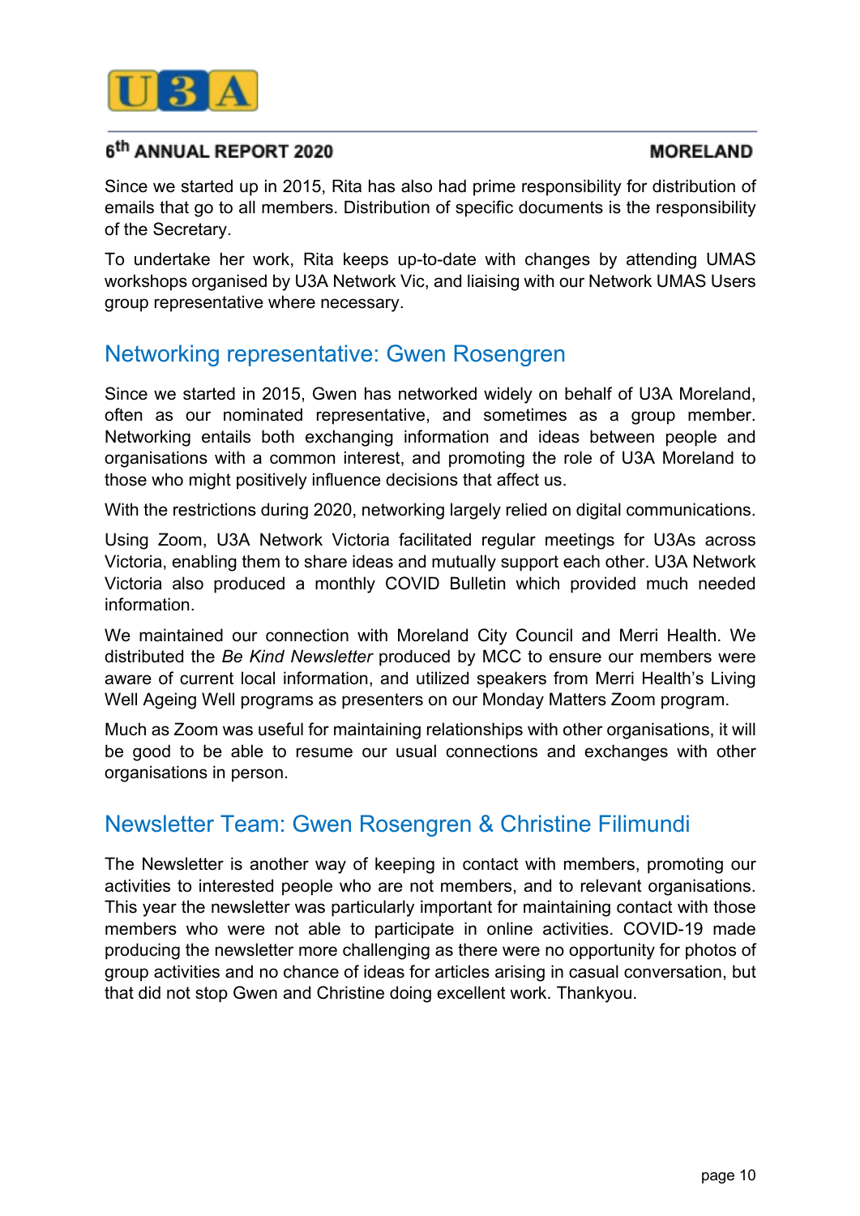Since we started up in 2015, Rita has also had prime responsibility for distribution of emails that go to all members. Distribution of specific documents is the responsibility of the Secretary.

To undertake her work, Rita keeps up-to-date with changes by attending UMAS workshops organised by U3A Network Vic, and liaising with our Network UMAS Users group representative where necessary.

## Networking representative: Gwen Rosengren

Since we started in 2015, Gwen has networked widely on behalf of U3A Moreland, often as our nominated representative, and sometimes as a group member. Networking entails both exchanging information and ideas between people and organisations with a common interest, and promoting the role of U3A Moreland to those who might positively influence decisions that affect us.

With the restrictions during 2020, networking largely relied on digital communications.

Using Zoom, U3A Network Victoria facilitated regular meetings for U3As across Victoria, enabling them to share ideas and mutually support each other. U3A Network Victoria also produced a monthly COVID Bulletin which provided much needed information.

We maintained our connection with Moreland City Council and Merri Health. We distributed the *Be Kind Newsletter* produced by MCC to ensure our members were aware of current local information, and utilized speakers from Merri Health's Living Well Ageing Well programs as presenters on our Monday Matters Zoom program.

Much as Zoom was useful for maintaining relationships with other organisations, it will be good to be able to resume our usual connections and exchanges with other organisations in person.

## Newsletter Team: Gwen Rosengren & Christine Filimundi

The Newsletter is another way of keeping in contact with members, promoting our activities to interested people who are not members, and to relevant organisations. This year the newsletter was particularly important for maintaining contact with those members who were not able to participate in online activities. COVID-19 made producing the newsletter more challenging as there were no opportunity for photos of group activities and no chance of ideas for articles arising in casual conversation, but that did not stop Gwen and Christine doing excellent work. Thankyou.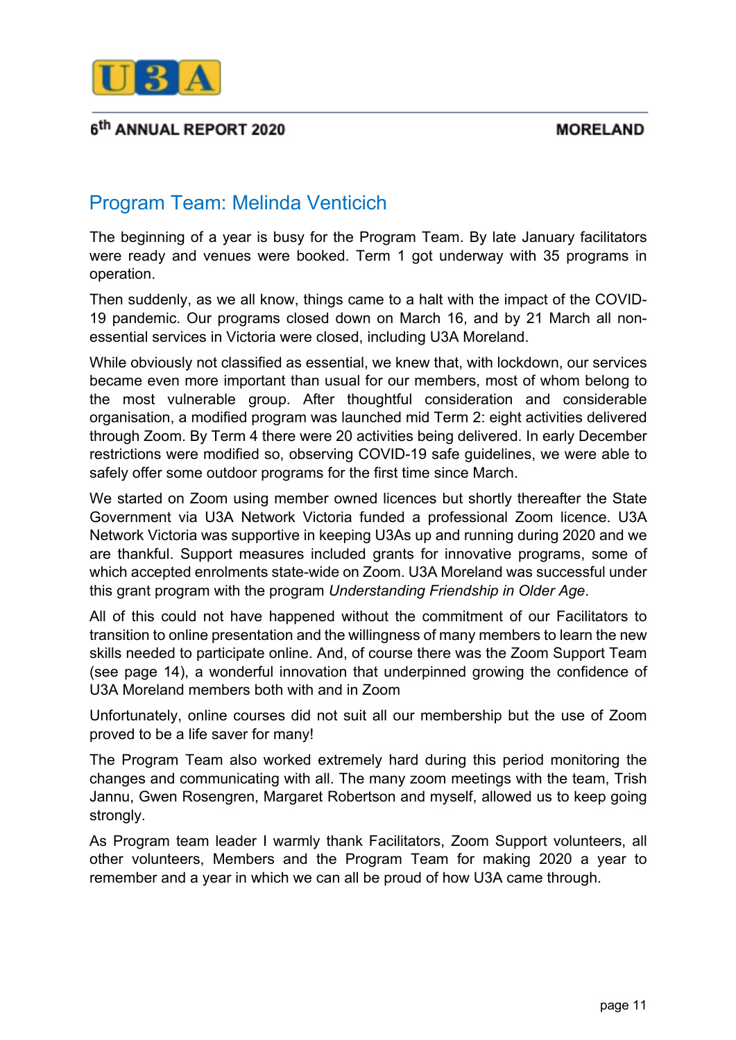## Program Team: Melinda Venticich

The beginning of a year is busy for the Program Team. By late January facilitators were ready and venues were booked. Term 1 got underway with 35 programs in operation.

Then suddenly, as we all know, things came to a halt with the impact of the COVID-19 pandemic. Our programs closed down on March 16, and by 21 March all non-essential services in Victoria were closed, including U3A Moreland.

While obviously not classified as essential, we knew that, with lockdown, our services became even more important than usual for our members, most of whom belong to the most vulnerable group. After thoughtful consideration and considerable organisation, a modified program was launched mid Term 2: eight activities delivered through Zoom. By Term 4 there were 20 activities being delivered. In early December restrictions were modified so, observing COVID-19 safe guidelines, we were able to safely offer some outdoor programs for the first time since March.

We started on Zoom using member owned licences but shortly thereafter the State Government via U3A Network Victoria funded a professional Zoom licence. U3A Network Victoria was supportive in keeping U3As up and running during 2020 and we are thankful. Support measures included grants for innovative programs, some of which accepted enrolments state-wide on Zoom. U3A Moreland was successful under this grant program with the program *Understanding Friendship in Older Age*.

All of this could not have happened without the commitment of our Facilitators to transition to online presentation and the willingness of many members to learn the new skills needed to participate online. And, of course there was the Zoom Support Team (see page 14), a wonderful innovation that underpinned growing the confidence of U3A Moreland members both with and in Zoom

Unfortunately, online courses did not suit all our membership but the use of Zoom proved to be a life saver for many!

The Program Team also worked extremely hard during this period monitoring the changes and communicating with all. The many zoom meetings with the team, Trish Jannu, Gwen Rosengren, Margaret Robertson and myself, allowed us to keep going strongly.

As Program team leader I warmly thank Facilitators, Zoom Support volunteers, all other volunteers, Members and the Program Team for making 2020 a year to remember and a year in which we can all be proud of how U3A came through.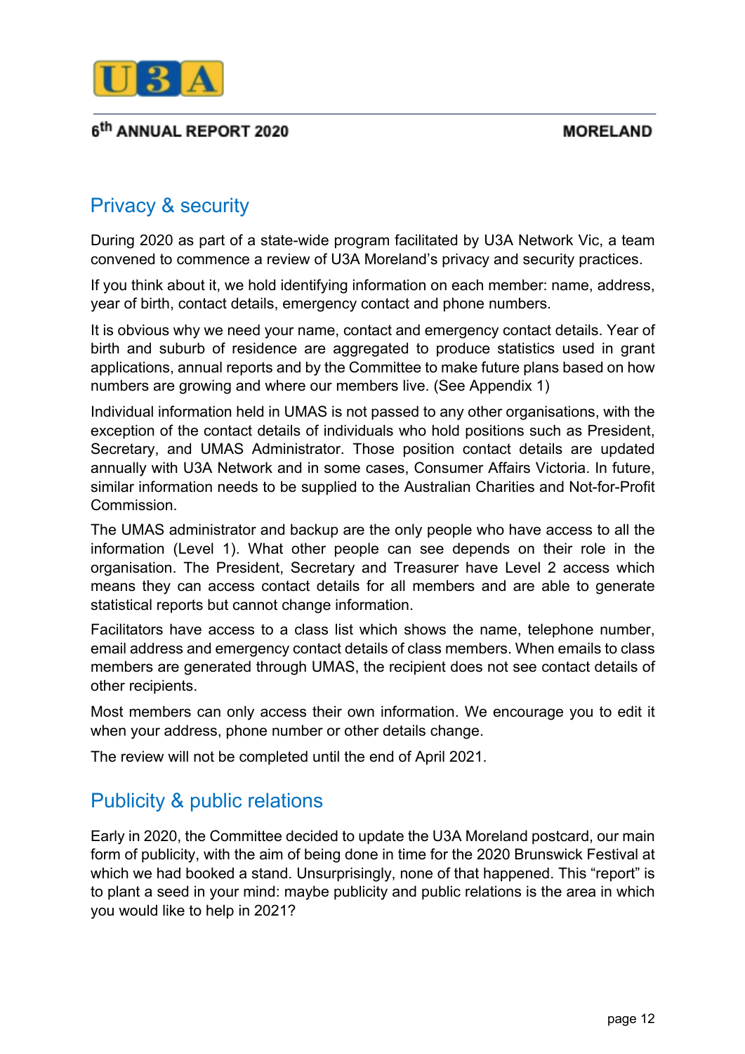## Privacy & security

During 2020 as part of a state-wide program facilitated by U3A Network Vic, a team convened to commence a review of U3A Moreland's privacy and security practices.

If you think about it, we hold identifying information on each member: name, address, year of birth, contact details, emergency contact and phone numbers.

It is obvious why we need your name, contact and emergency contact details. Year of birth and suburb of residence are aggregated to produce statistics used in grant applications, annual reports and by the Committee to make future plans based on how numbers are growing and where our members live. (See Appendix 1)

Individual information held in UMAS is not passed to any other organisations, with the exception of the contact details of individuals who hold positions such as President, Secretary, and UMAS Administrator. Those position contact details are updated annually with U3A Network and in some cases, Consumer Affairs Victoria. In future, similar information needs to be supplied to the Australian Charities and Not-for-Profit Commission.

The UMAS administrator and backup are the only people who have access to all the information (Level 1). What other people can see depends on their role in the organisation. The President, Secretary and Treasurer have Level 2 access which means they can access contact details for all members and are able to generate statistical reports but cannot change information.

Facilitators have access to a class list which shows the name, telephone number, email address and emergency contact details of class members. When emails to class members are generated through UMAS, the recipient does not see contact details of other recipients.

Most members can only access their own information. We encourage you to edit it when your address, phone number or other details change.

The review will not be completed until the end of April 2021.

## Publicity & public relations

Early in 2020, the Committee decided to update the U3A Moreland postcard, our main form of publicity, with the aim of being done in time for the 2020 Brunswick Festival at which we had booked a stand. Unsurprisingly, none of that happened. This "report" is to plant a seed in your mind: maybe publicity and public relations is the area in which you would like to help in 2021?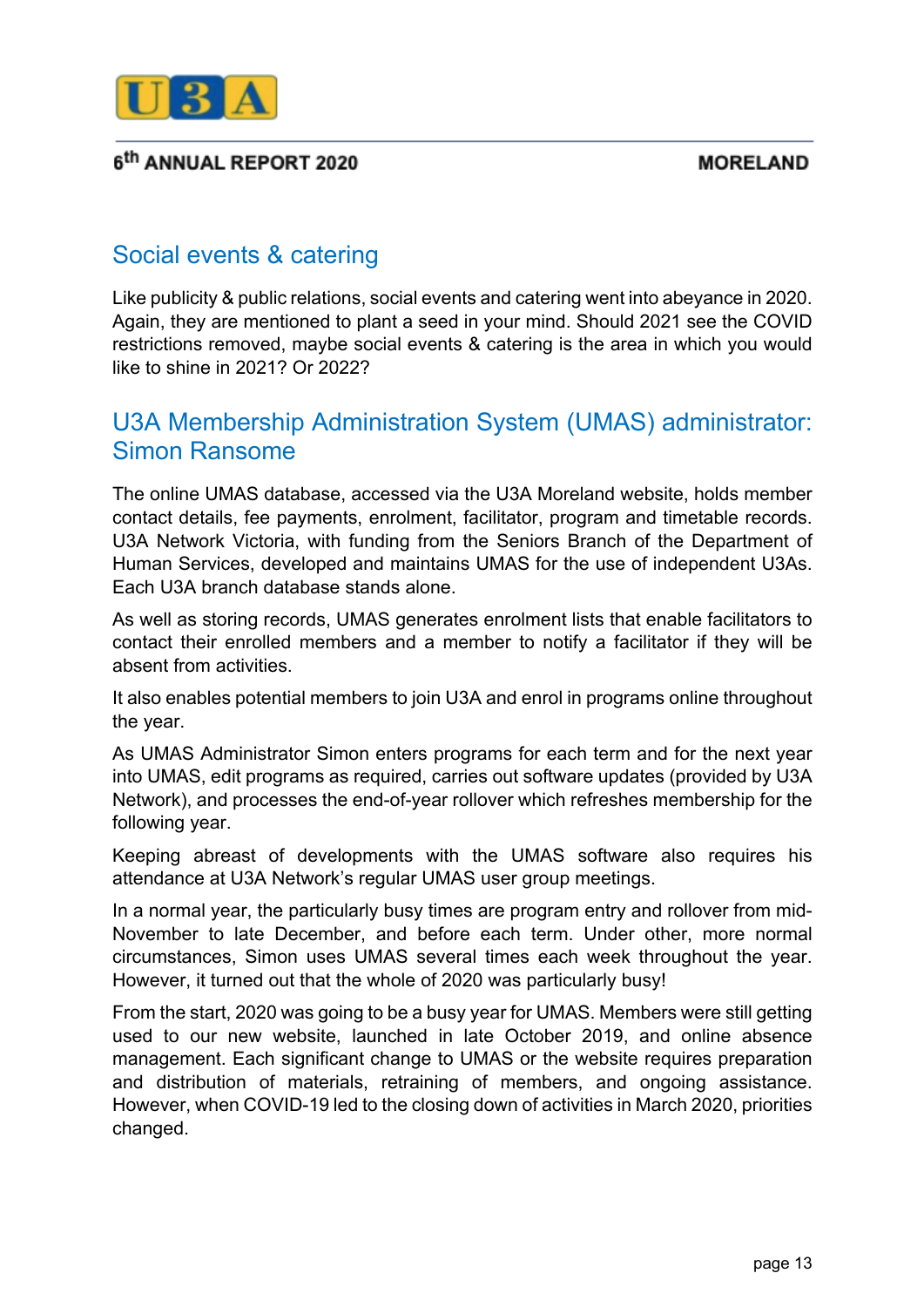## Social events & catering

Like publicity & public relations, social events and catering went into abeyance in 2020. Again, they are mentioned to plant a seed in your mind. Should 2021 see the COVID restrictions removed, maybe social events & catering is the area in which you would like to shine in 2021? Or 2022?

## U3A Membership Administration System (UMAS) administrator: Simon Ransome

The online UMAS database, accessed via the U3A Moreland website, holds member contact details, fee payments, enrolment, facilitator, program and timetable records. U3A Network Victoria, with funding from the Seniors Branch of the Department of Human Services, developed and maintains UMAS for the use of independent U3As. Each U3A branch database stands alone.

As well as storing records, UMAS generates enrolment lists that enable facilitators to contact their enrolled members and a member to notify a facilitator if they will be absent from activities.

It also enables potential members to join U3A and enrol in programs online throughout the year.

As UMAS Administrator Simon enters programs for each term and for the next year into UMAS, edit programs as required, carries out software updates (provided by U3A Network), and processes the end-of-year rollover which refreshes membership for the following year.

Keeping abreast of developments with the UMAS software also requires his attendance at U3A Network's regular UMAS user group meetings.

In a normal year, the particularly busy times are program entry and rollover from mid-November to late December, and before each term. Under other, more normal circumstances, Simon uses UMAS several times each week throughout the year. However, it turned out that the whole of 2020 was particularly busy!

From the start, 2020 was going to be a busy year for UMAS. Members were still getting used to our new website, launched in late October 2019, and online absence management. Each significant change to UMAS or the website requires preparation and distribution of materials, retraining of members, and ongoing assistance. However, when COVID-19 led to the closing down of activities in March 2020, priorities changed.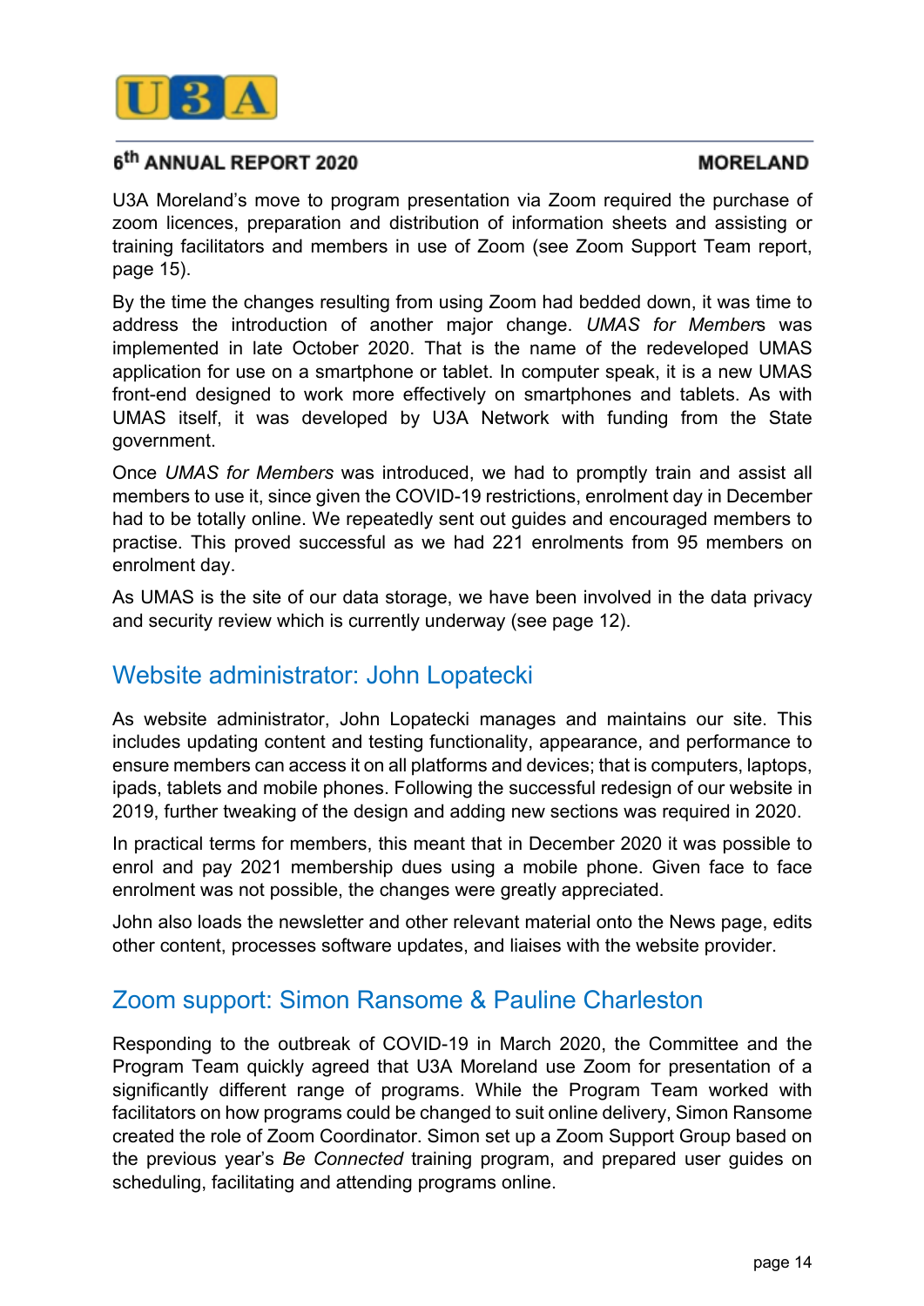U3A Moreland's move to program presentation via Zoom required the purchase of zoom licences, preparation and distribution of information sheets and assisting or training facilitators and members in use of Zoom (see Zoom Support Team report, page 15).

By the time the changes resulting from using Zoom had bedded down, it was time to address the introduction of another major change. *UMAS for Members* was implemented in late October 2020. That is the name of the redeveloped UMAS application for use on a smartphone or tablet. In computer speak, it is a new UMAS front-end designed to work more effectively on smartphones and tablets. As with UMAS itself, it was developed by U3A Network with funding from the State government.

Once *UMAS for Members* was introduced, we had to promptly train and assist all members to use it, since given the COVID-19 restrictions, enrolment day in December had to be totally online. We repeatedly sent out guides and encouraged members to practise. This proved successful as we had 221 enrolments from 95 members on enrolment day.

As UMAS is the site of our data storage, we have been involved in the data privacy and security review which is currently underway (see page 12).

## Website administrator: John Lopatecki

As website administrator, John Lopatecki manages and maintains our site. This includes updating content and testing functionality, appearance, and performance to ensure members can access it on all platforms and devices; that is computers, laptops, ipads, tablets and mobile phones. Following the successful redesign of our website in 2019, further tweaking of the design and adding new sections was required in 2020.

In practical terms for members, this meant that in December 2020 it was possible to enrol and pay 2021 membership dues using a mobile phone. Given face to face enrolment was not possible, the changes were greatly appreciated.

John also loads the newsletter and other relevant material onto the News page, edits other content, processes software updates, and liaises with the website provider.

## Zoom support: Simon Ransome & Pauline Charleston

Responding to the outbreak of COVID-19 in March 2020, the Committee and the Program Team quickly agreed that U3A Moreland use Zoom for presentation of a significantly different range of programs. While the Program Team worked with facilitators on how programs could be changed to suit online delivery, Simon Ransome created the role of Zoom Coordinator. Simon set up a Zoom Support Group based on the previous year's *Be Connected* training program, and prepared user guides on scheduling, facilitating and attending programs online.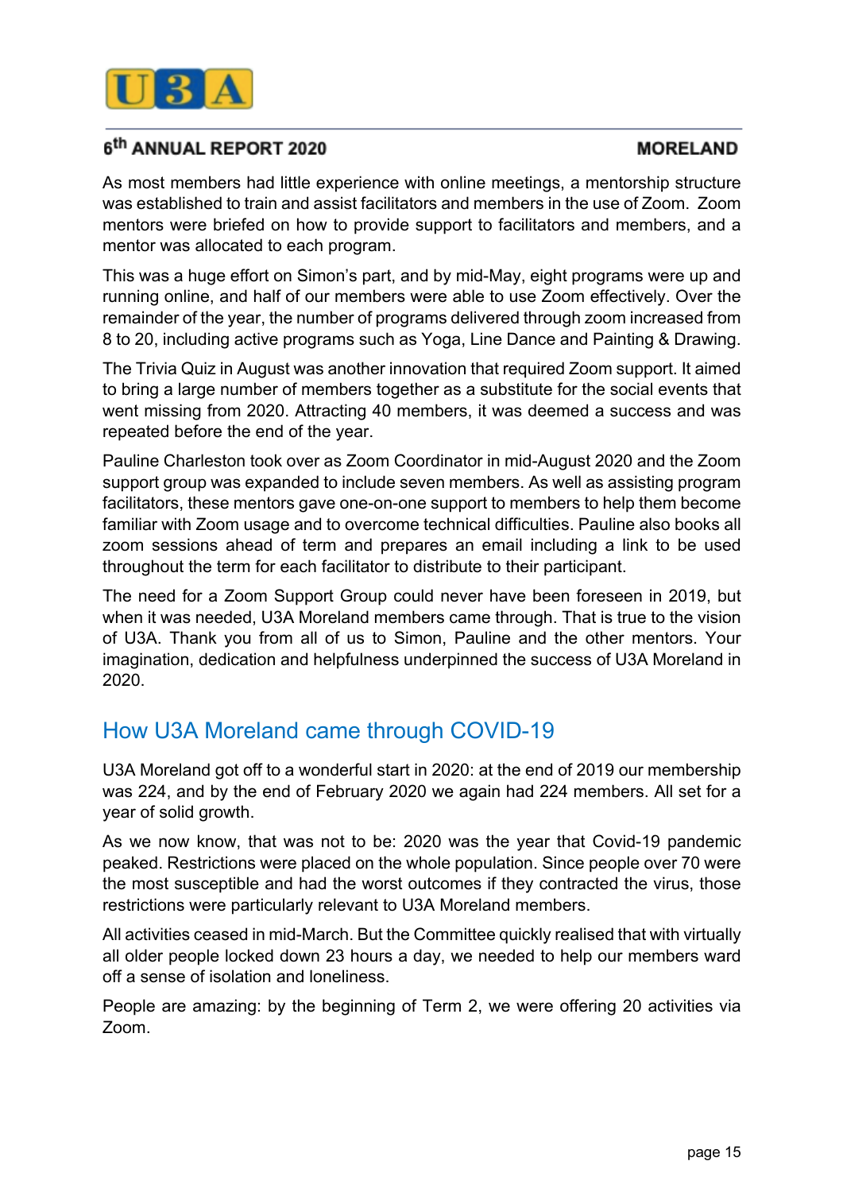As most members had little experience with online meetings, a mentorship structure was established to train and assist facilitators and members in the use of Zoom. Zoom mentors were briefed on how to provide support to facilitators and members, and a mentor was allocated to each program.

This was a huge effort on Simon's part, and by mid-May, eight programs were up and running online, and half of our members were able to use Zoom effectively. Over the remainder of the year, the number of programs delivered through zoom increased from 8 to 20, including active programs such as Yoga, Line Dance and Painting & Drawing.

The Trivia Quiz in August was another innovation that required Zoom support. It aimed to bring a large number of members together as a substitute for the social events that went missing from 2020. Attracting 40 members, it was deemed a success and was repeated before the end of the year.

Pauline Charleston took over as Zoom Coordinator in mid-August 2020 and the Zoom support group was expanded to include seven members. As well as assisting program facilitators, these mentors gave one-on-one support to members to help them become familiar with Zoom usage and to overcome technical difficulties. Pauline also books all zoom sessions ahead of term and prepares an email including a link to be used throughout the term for each facilitator to distribute to their participant.

The need for a Zoom Support Group could never have been foreseen in 2019, but when it was needed, U3A Moreland members came through. That is true to the vision of U3A. Thank you from all of us to Simon, Pauline and the other mentors. Your imagination, dedication and helpfulness underpinned the success of U3A Moreland in 2020.

## How U3A Moreland came through COVID-19

U3A Moreland got off to a wonderful start in 2020: at the end of 2019 our membership was 224, and by the end of February 2020 we again had 224 members. All set for a year of solid growth.

As we now know, that was not to be: 2020 was the year that Covid-19 pandemic peaked. Restrictions were placed on the whole population. Since people over 70 were the most susceptible and had the worst outcomes if they contracted the virus, those restrictions were particularly relevant to U3A Moreland members.

All activities ceased in mid-March. But the Committee quickly realised that with virtually all older people locked down 23 hours a day, we needed to help our members ward off a sense of isolation and loneliness.

People are amazing: by the beginning of Term 2, we were offering 20 activities via Zoom.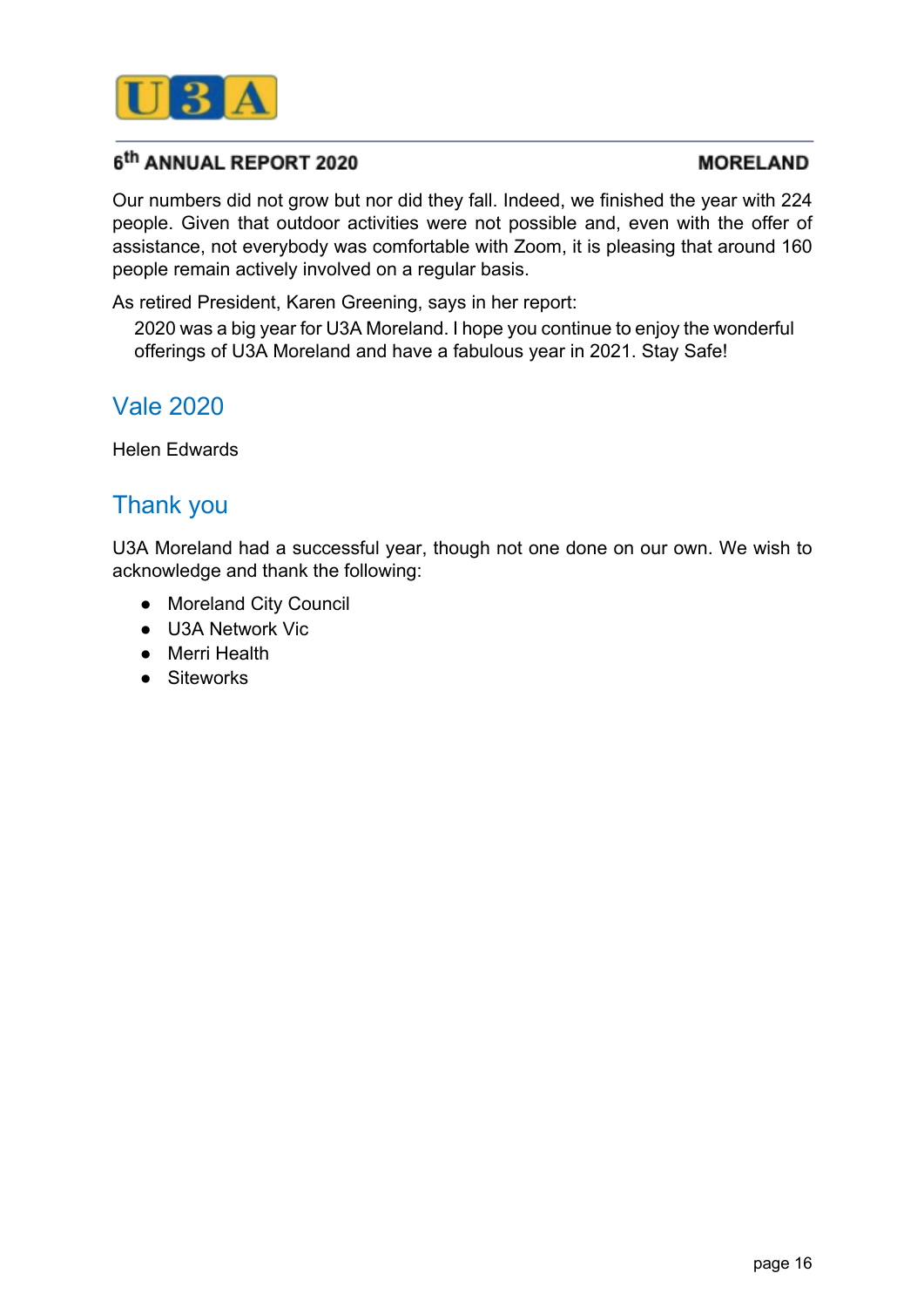Our numbers did not grow but nor did they fall. Indeed, we finished the year with 224 people. Given that outdoor activities were not possible and, even with the offer of assistance, not everybody was comfortable with Zoom, it is pleasing that around 160 people remain actively involved on a regular basis.

As retired President, Karen Greening, says in her report:

> 2020 was a big year for U3A Moreland. I hope you continue to enjoy the wonderful offerings of U3A Moreland and have a fabulous year in 2021. Stay Safe!

## Vale 2020

Helen Edwards

## Thank you

U3A Moreland had a successful year, though not one done on our own. We wish to acknowledge and thank the following:

- Moreland City Council
- U3A Network Vic
- Merri Health
- Siteworks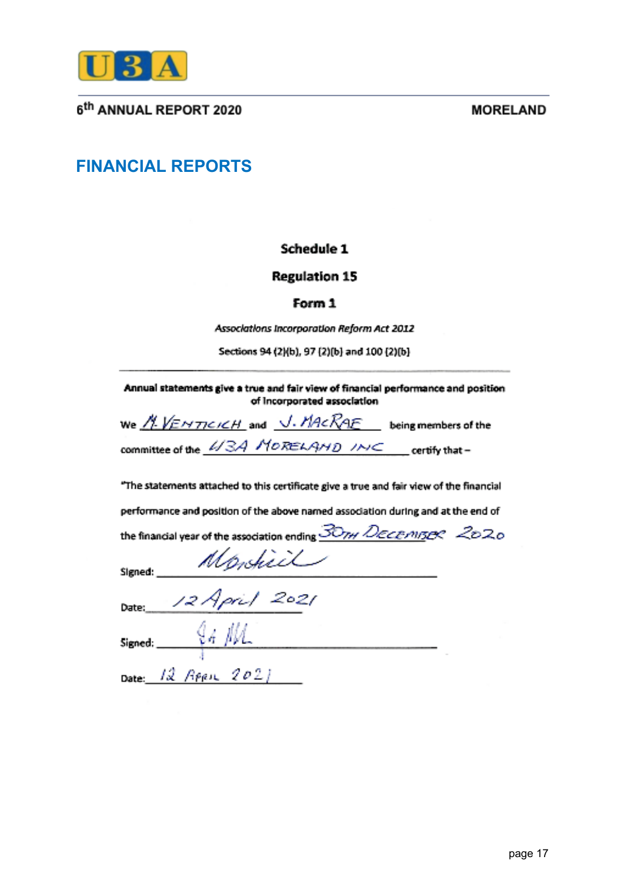# FINANCIAL REPORTS

**Schedule 1**

**Regulation 15**

**Form 1**

*Associations Incorporation Reform Act 2012*

Sections 94 (2)(b), 97 (2)(b) and 100 (2)(b)

---

**Annual statements give a true and fair view of financial performance and position of incorporated association**

We M. VENTICICH and J. MACRAE being members of the committee of the U3A MORELAND INC certify that –

"The statements attached to this certificate give a true and fair view of the financial performance and position of the above named association during and at the end of the financial year of the association ending 30TH DECEMBER 2020

Signed: _______________

Date: 12 April 2021

Signed: _______________

Date: 12 APRIL 2021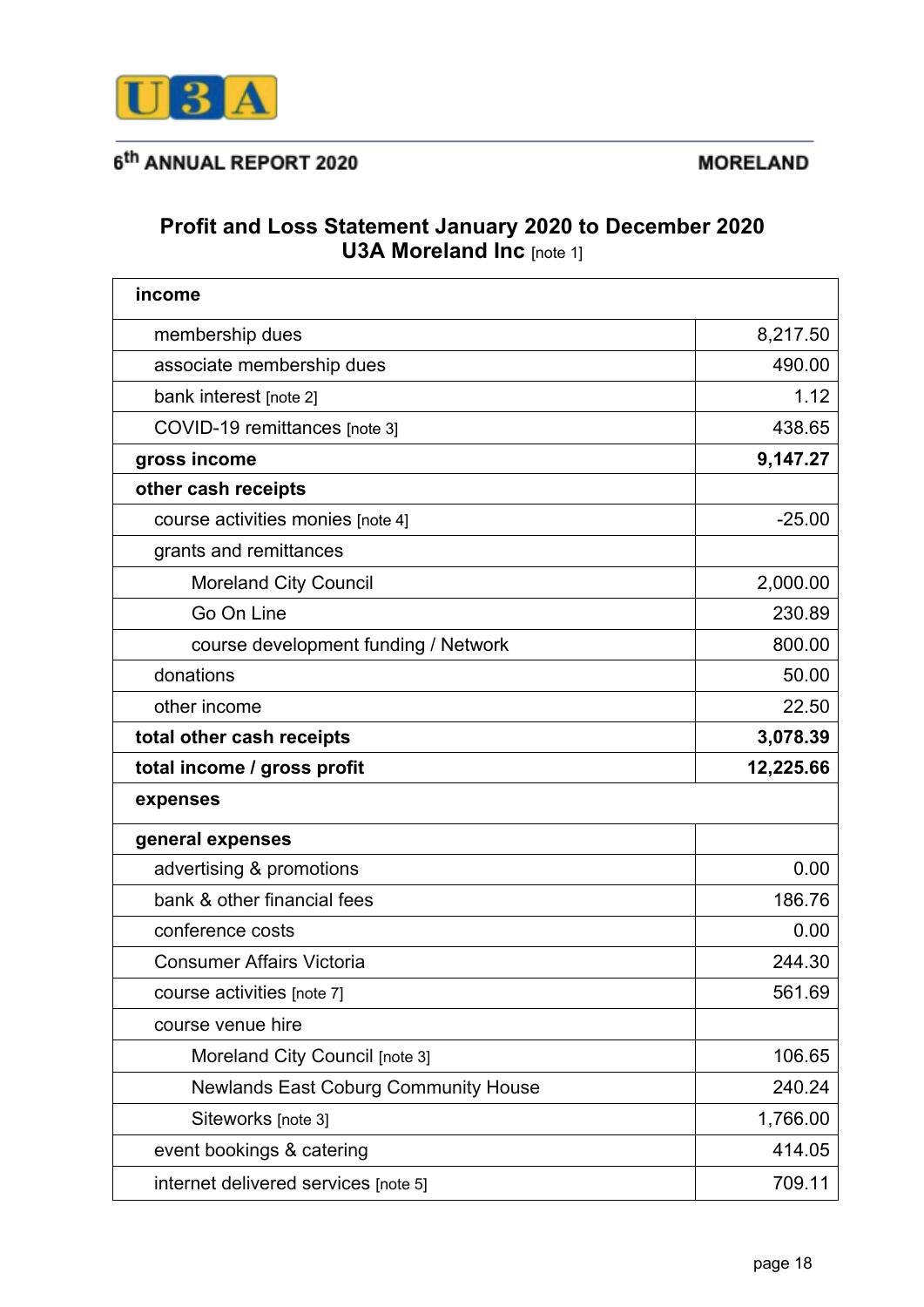## Profit and Loss Statement January 2020 to December 2020

## U3A Moreland Inc [note 1]

| **income** | |
|---|---|
| membership dues | 8,217.50 |
| associate membership dues | 490.00 |
| bank interest [note 2] | 1.12 |
| COVID-19 remittances [note 3] | 438.65 |
| **gross income** | **9,147.27** |
| **other cash receipts** | |
| course activities monies [note 4] | -25.00 |
| grants and remittances | |
| Moreland City Council | 2,000.00 |
| Go On Line | 230.89 |
| course development funding / Network | 800.00 |
| donations | 50.00 |
| other income | 22.50 |
| **total other cash receipts** | **3,078.39** |
| **total income / gross profit** | **12,225.66** |
| **expenses** | |
| **general expenses** | |
| advertising & promotions | 0.00 |
| bank & other financial fees | 186.76 |
| conference costs | 0.00 |
| Consumer Affairs Victoria | 244.30 |
| course activities [note 7] | 561.69 |
| course venue hire | |
| Moreland City Council [note 3] | 106.65 |
| Newlands East Coburg Community House | 240.24 |
| Siteworks [note 3] | 1,766.00 |
| event bookings & catering | 414.05 |
| internet delivered services [note 5] | 709.11 |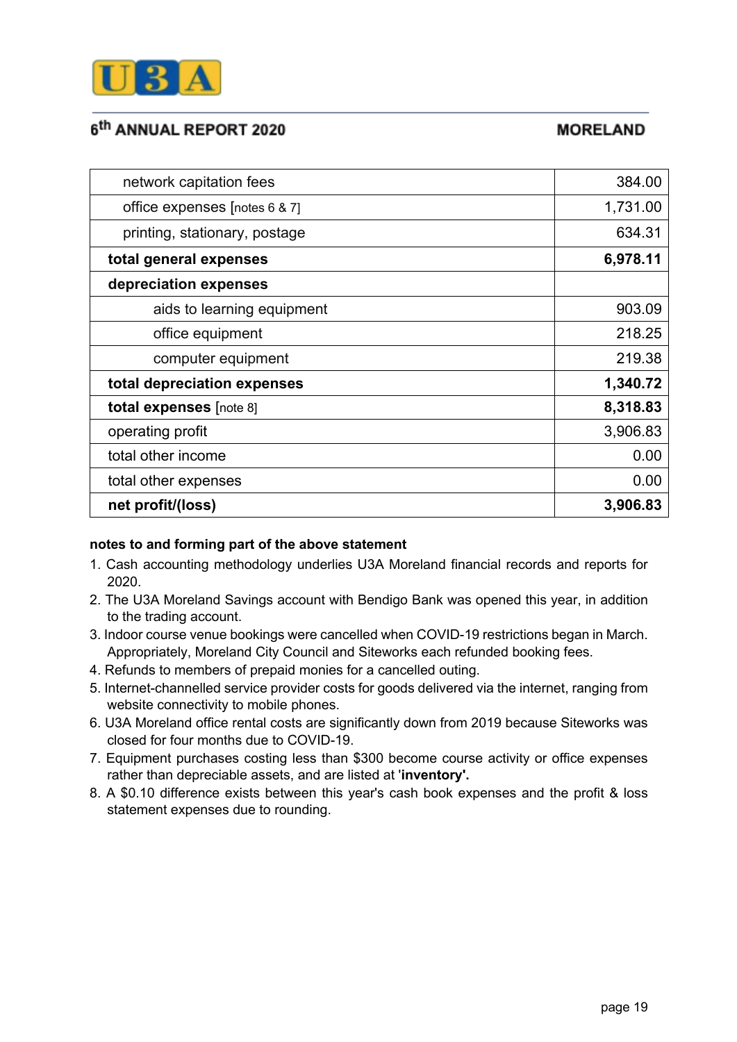| | |
|---|---:|
| network capitation fees | 384.00 |
| office expenses [notes 6 & 7] | 1,731.00 |
| printing, stationary, postage | 634.31 |
| **total general expenses** | **6,978.11** |
| **depreciation expenses** | |
| aids to learning equipment | 903.09 |
| office equipment | 218.25 |
| computer equipment | 219.38 |
| **total depreciation expenses** | **1,340.72** |
| **total expenses** [note 8] | **8,318.83** |
| operating profit | 3,906.83 |
| total other income | 0.00 |
| total other expenses | 0.00 |
| **net profit/(loss)** | **3,906.83** |

**notes to and forming part of the above statement**

1. Cash accounting methodology underlies U3A Moreland financial records and reports for 2020.
2. The U3A Moreland Savings account with Bendigo Bank was opened this year, in addition to the trading account.
3. Indoor course venue bookings were cancelled when COVID-19 restrictions began in March. Appropriately, Moreland City Council and Siteworks each refunded booking fees.
4. Refunds to members of prepaid monies for a cancelled outing.
5. Internet-channelled service provider costs for goods delivered via the internet, ranging from website connectivity to mobile phones.
6. U3A Moreland office rental costs are significantly down from 2019 because Siteworks was closed for four months due to COVID-19.
7. Equipment purchases costing less than $300 become course activity or office expenses rather than depreciable assets, and are listed at '**inventory'.**
8. A $0.10 difference exists between this year's cash book expenses and the profit & loss statement expenses due to rounding.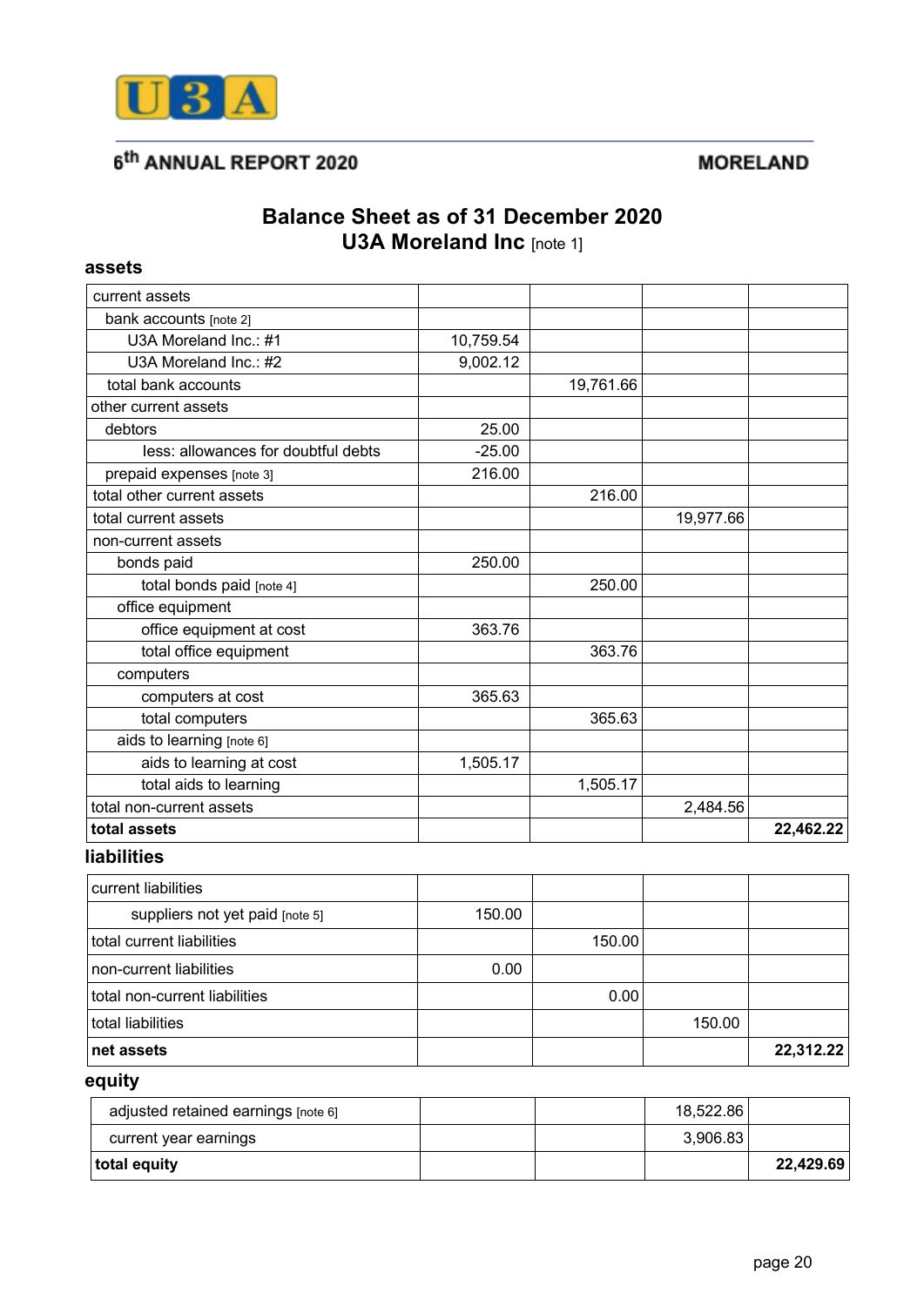# Balance Sheet as of 31 December 2020
## U3A Moreland Inc [note 1]

### assets

| | | | | |
|---|---|---|---|---|
| current assets | | | | |
| bank accounts [note 2] | | | | |
| U3A Moreland Inc.: #1 | 10,759.54 | | | |
| U3A Moreland Inc.: #2 | 9,002.12 | | | |
| total bank accounts | | 19,761.66 | | |
| other current assets | | | | |
| debtors | 25.00 | | | |
| less: allowances for doubtful debts | -25.00 | | | |
| prepaid expenses [note 3] | 216.00 | | | |
| total other current assets | | 216.00 | | |
| total current assets | | | 19,977.66 | |
| non-current assets | | | | |
| bonds paid | 250.00 | | | |
| total bonds paid [note 4] | | 250.00 | | |
| office equipment | | | | |
| office equipment at cost | 363.76 | | | |
| total office equipment | | 363.76 | | |
| computers | | | | |
| computers at cost | 365.63 | | | |
| total computers | | 365.63 | | |
| aids to learning [note 6] | | | | |
| aids to learning at cost | 1,505.17 | | | |
| total aids to learning | | 1,505.17 | | |
| total non-current assets | | | 2,484.56 | |
| **total assets** | | | | **22,462.22** |

### liabilities

| | | | | |
|---|---|---|---|---|
| current liabilities | | | | |
| suppliers not yet paid [note 5] | 150.00 | | | |
| total current liabilities | | 150.00 | | |
| non-current liabilities | 0.00 | | | |
| total non-current liabilities | | 0.00 | | |
| total liabilities | | | 150.00 | |
| **net assets** | | | | **22,312.22** |

### equity

| | | | | |
|---|---|---|---|---|
| adjusted retained earnings [note 6] | | | 18,522.86 | |
| current year earnings | | | 3,906.83 | |
| **total equity** | | | | **22,429.69** |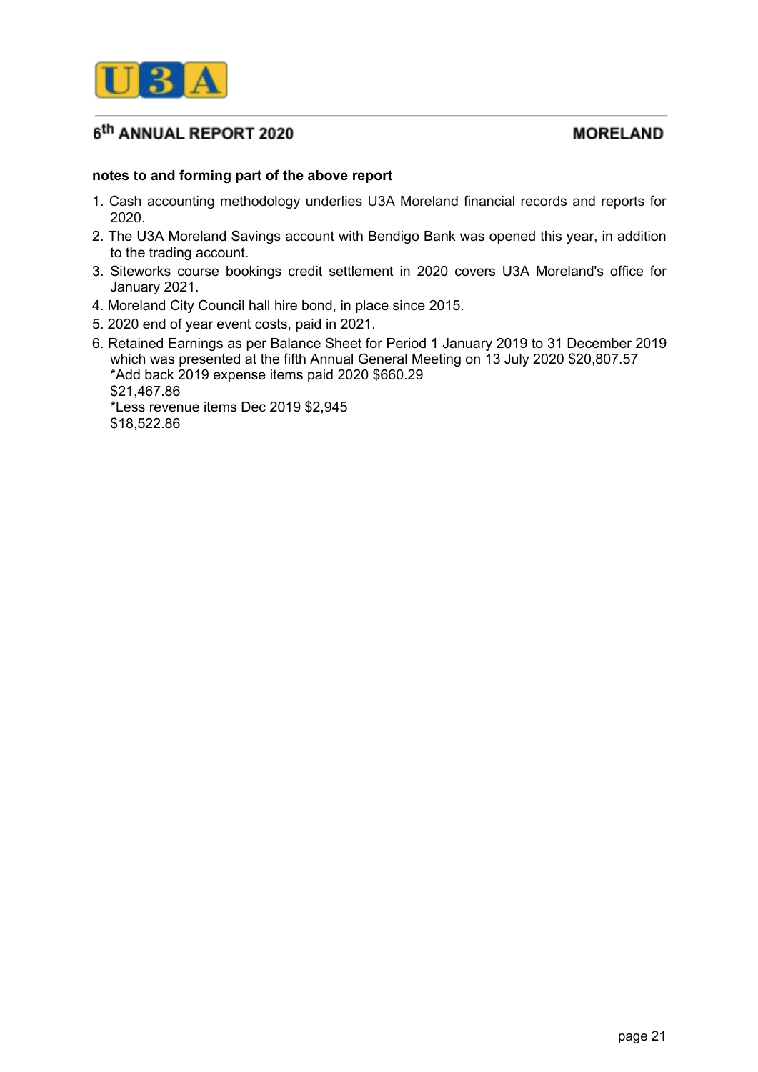**notes to and forming part of the above report**

1. Cash accounting methodology underlies U3A Moreland financial records and reports for 2020.
2. The U3A Moreland Savings account with Bendigo Bank was opened this year, in addition to the trading account.
3. Siteworks course bookings credit settlement in 2020 covers U3A Moreland's office for January 2021.
4. Moreland City Council hall hire bond, in place since 2015.
5. 2020 end of year event costs, paid in 2021.
6. Retained Earnings as per Balance Sheet for Period 1 January 2019 to 31 December 2019 which was presented at the fifth Annual General Meeting on 13 July 2020 $20,807.57
   *Add back 2019 expense items paid 2020 $660.29
   $21,467.86
   *Less revenue items Dec 2019 $2,945
   $18,522.86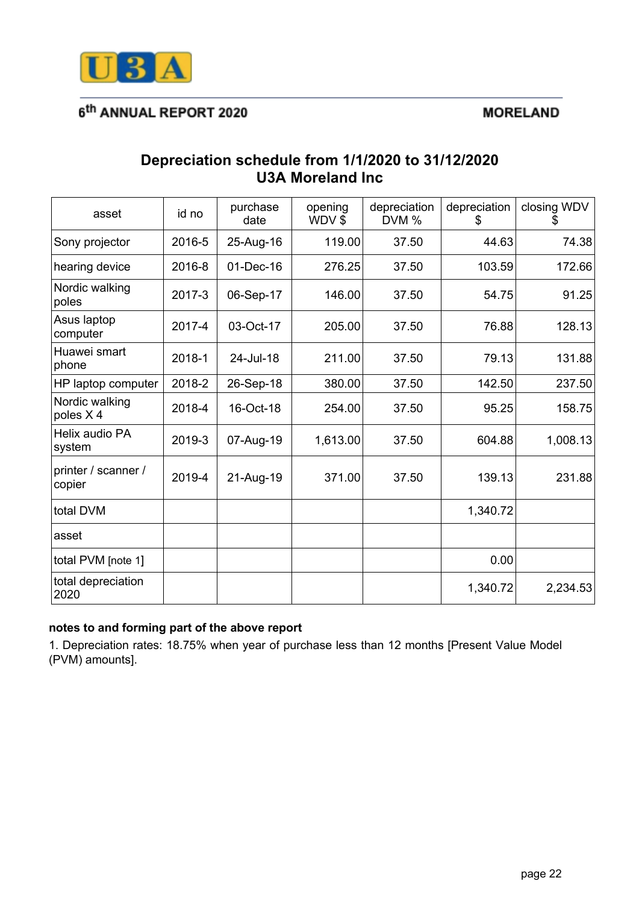# Depreciation schedule from 1/1/2020 to 31/12/2020
## U3A Moreland Inc

| asset | id no | purchase date | opening WDV $ | depreciation DVM % | depreciation $ | closing WDV $ |
|---|---|---|---|---|---|---|
| Sony projector | 2016-5 | 25-Aug-16 | 119.00 | 37.50 | 44.63 | 74.38 |
| hearing device | 2016-8 | 01-Dec-16 | 276.25 | 37.50 | 103.59 | 172.66 |
| Nordic walking poles | 2017-3 | 06-Sep-17 | 146.00 | 37.50 | 54.75 | 91.25 |
| Asus laptop computer | 2017-4 | 03-Oct-17 | 205.00 | 37.50 | 76.88 | 128.13 |
| Huawei smart phone | 2018-1 | 24-Jul-18 | 211.00 | 37.50 | 79.13 | 131.88 |
| HP laptop computer | 2018-2 | 26-Sep-18 | 380.00 | 37.50 | 142.50 | 237.50 |
| Nordic walking poles X 4 | 2018-4 | 16-Oct-18 | 254.00 | 37.50 | 95.25 | 158.75 |
| Helix audio PA system | 2019-3 | 07-Aug-19 | 1,613.00 | 37.50 | 604.88 | 1,008.13 |
| printer / scanner / copier | 2019-4 | 21-Aug-19 | 371.00 | 37.50 | 139.13 | 231.88 |
| total DVM | | | | | 1,340.72 | |
| asset | | | | | | |
| total PVM [note 1] | | | | | 0.00 | |
| total depreciation 2020 | | | | | 1,340.72 | 2,234.53 |

**notes to and forming part of the above report**

1. Depreciation rates: 18.75% when year of purchase less than 12 months [Present Value Model (PVM) amounts].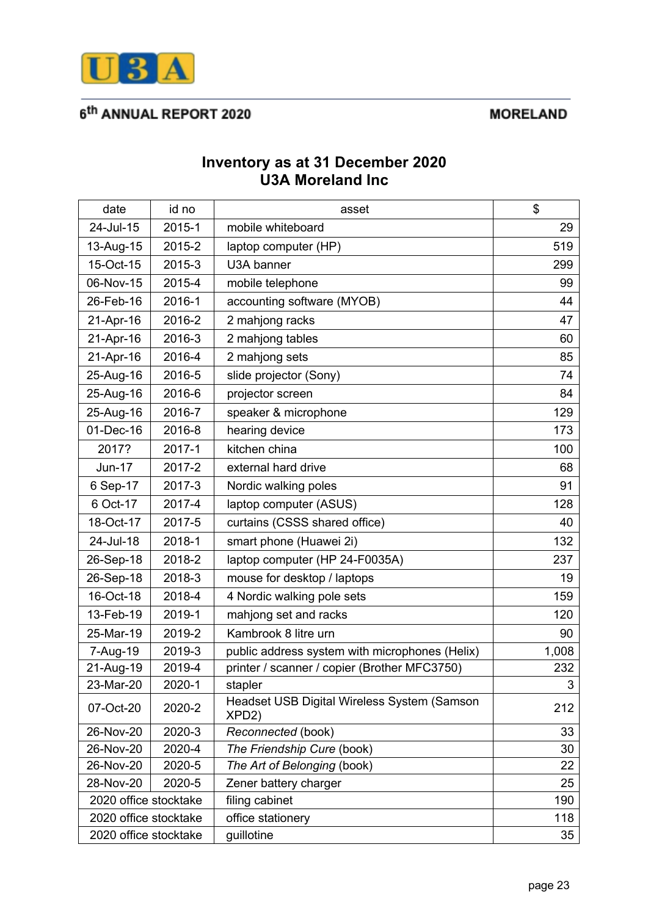# Inventory as at 31 December 2020
## U3A Moreland Inc

| date | id no | asset | $ |
|---|---|---|---|
| 24-Jul-15 | 2015-1 | mobile whiteboard | 29 |
| 13-Aug-15 | 2015-2 | laptop computer (HP) | 519 |
| 15-Oct-15 | 2015-3 | U3A banner | 299 |
| 06-Nov-15 | 2015-4 | mobile telephone | 99 |
| 26-Feb-16 | 2016-1 | accounting software (MYOB) | 44 |
| 21-Apr-16 | 2016-2 | 2 mahjong racks | 47 |
| 21-Apr-16 | 2016-3 | 2 mahjong tables | 60 |
| 21-Apr-16 | 2016-4 | 2 mahjong sets | 85 |
| 25-Aug-16 | 2016-5 | slide projector (Sony) | 74 |
| 25-Aug-16 | 2016-6 | projector screen | 84 |
| 25-Aug-16 | 2016-7 | speaker & microphone | 129 |
| 01-Dec-16 | 2016-8 | hearing device | 173 |
| 2017? | 2017-1 | kitchen china | 100 |
| Jun-17 | 2017-2 | external hard drive | 68 |
| 6 Sep-17 | 2017-3 | Nordic walking poles | 91 |
| 6 Oct-17 | 2017-4 | laptop computer (ASUS) | 128 |
| 18-Oct-17 | 2017-5 | curtains (CSSS shared office) | 40 |
| 24-Jul-18 | 2018-1 | smart phone (Huawei 2i) | 132 |
| 26-Sep-18 | 2018-2 | laptop computer (HP 24-F0035A) | 237 |
| 26-Sep-18 | 2018-3 | mouse for desktop / laptops | 19 |
| 16-Oct-18 | 2018-4 | 4 Nordic walking pole sets | 159 |
| 13-Feb-19 | 2019-1 | mahjong set and racks | 120 |
| 25-Mar-19 | 2019-2 | Kambrook 8 litre urn | 90 |
| 7-Aug-19 | 2019-3 | public address system with microphones (Helix) | 1,008 |
| 21-Aug-19 | 2019-4 | printer / scanner / copier (Brother MFC3750) | 232 |
| 23-Mar-20 | 2020-1 | stapler | 3 |
| 07-Oct-20 | 2020-2 | Headset USB Digital Wireless System (Samson XPD2) | 212 |
| 26-Nov-20 | 2020-3 | *Reconnected* (book) | 33 |
| 26-Nov-20 | 2020-4 | *The Friendship Cure* (book) | 30 |
| 26-Nov-20 | 2020-5 | *The Art of Belonging* (book) | 22 |
| 28-Nov-20 | 2020-5 | Zener battery charger | 25 |
| 2020 office stocktake | | filing cabinet | 190 |
| 2020 office stocktake | | office stationery | 118 |
| 2020 office stocktake | | guillotine | 35 |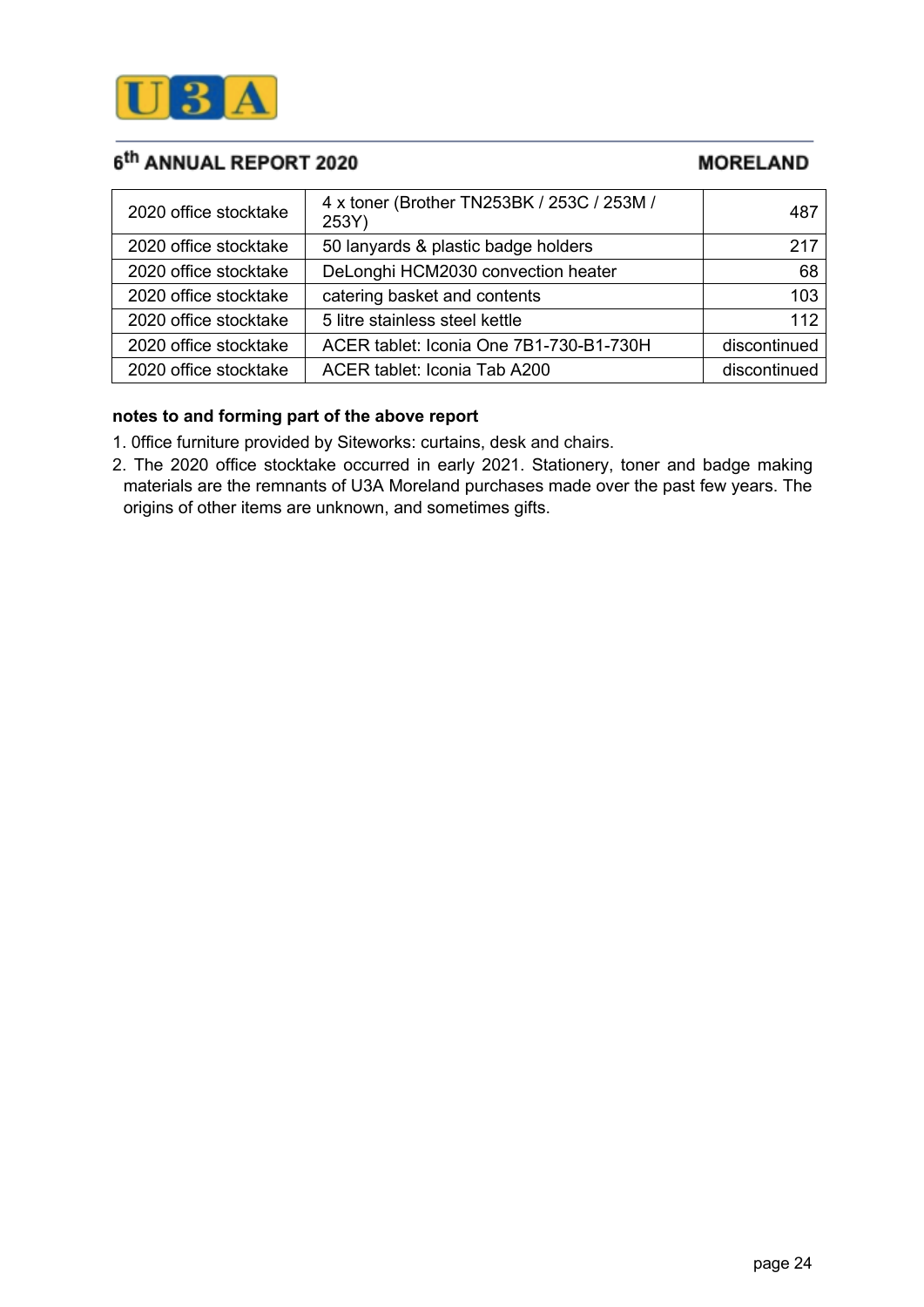| 2020 office stocktake | 4 x toner (Brother TN253BK / 253C / 253M / 253Y) | 487 |
|---|---|---|
| 2020 office stocktake | 50 lanyards & plastic badge holders | 217 |
| 2020 office stocktake | DeLonghi HCM2030 convection heater | 68 |
| 2020 office stocktake | catering basket and contents | 103 |
| 2020 office stocktake | 5 litre stainless steel kettle | 112 |
| 2020 office stocktake | ACER tablet: Iconia One 7B1-730-B1-730H | discontinued |
| 2020 office stocktake | ACER tablet: Iconia Tab A200 | discontinued |

**notes to and forming part of the above report**

1. 0ffice furniture provided by Siteworks: curtains, desk and chairs.
2. The 2020 office stocktake occurred in early 2021. Stationery, toner and badge making materials are the remnants of U3A Moreland purchases made over the past few years. The origins of other items are unknown, and sometimes gifts.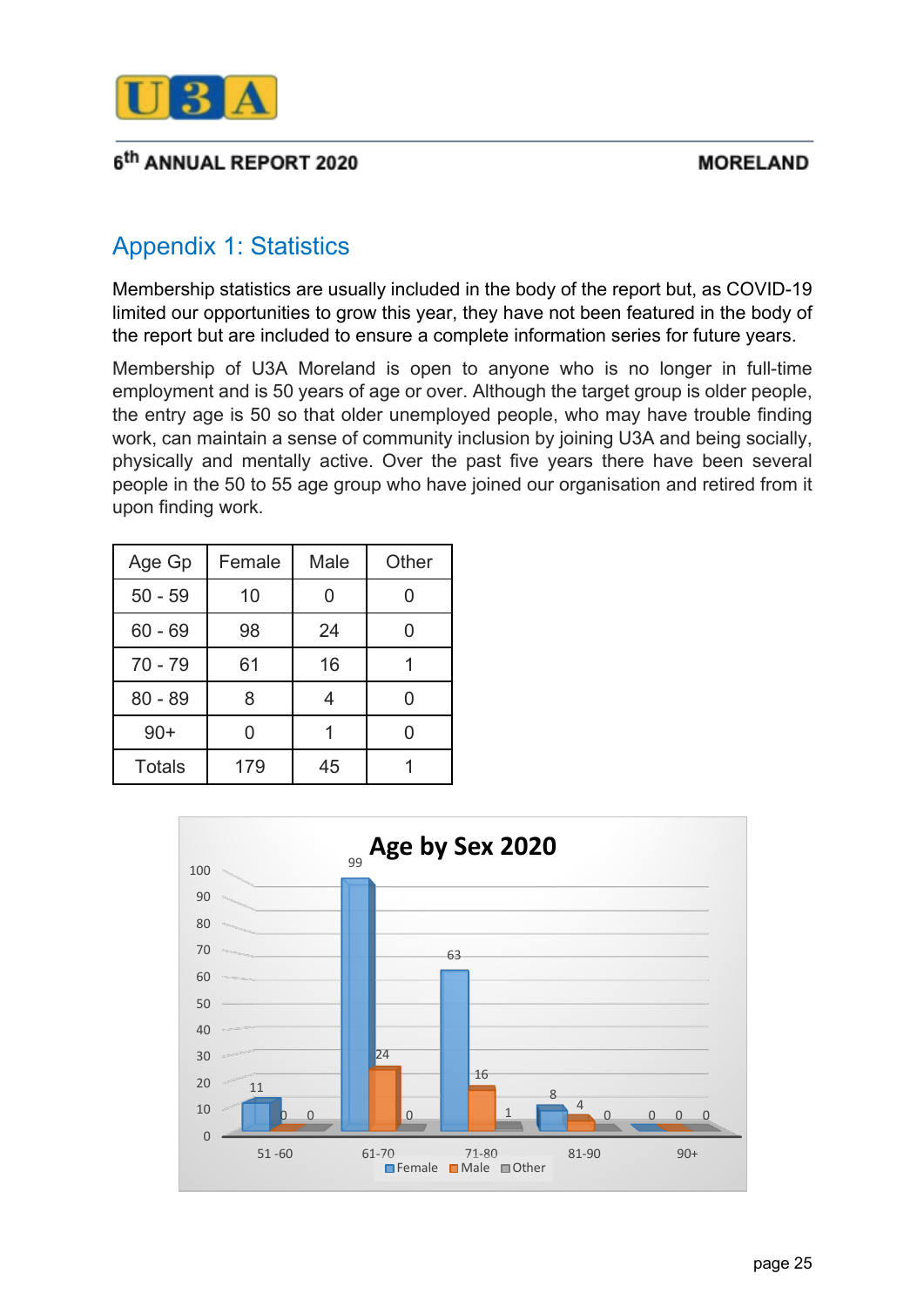## Appendix 1: Statistics

Membership statistics are usually included in the body of the report but, as COVID-19 limited our opportunities to grow this year, they have not been featured in the body of the report but are included to ensure a complete information series for future years.

Membership of U3A Moreland is open to anyone who is no longer in full-time employment and is 50 years of age or over. Although the target group is older people, the entry age is 50 so that older unemployed people, who may have trouble finding work, can maintain a sense of community inclusion by joining U3A and being socially, physically and mentally active. Over the past five years there have been several people in the 50 to 55 age group who have joined our organisation and retired from it upon finding work.

| Age Gp | Female | Male | Other |
|---|---|---|---|
| 50 - 59 | 10 | 0 | 0 |
| 60 - 69 | 98 | 24 | 0 |
| 70 - 79 | 61 | 16 | 1 |
| 80 - 89 | 8 | 4 | 0 |
| 90+ | 0 | 1 | 0 |
| Totals | 179 | 45 | 1 |

**Age by Sex 2020**

| Age Gp | Female | Male | Other |
|---|---|---|---|
| 51 -60 | 11 | 0 | 0 |
| 61-70 | 99 | 24 | 0 |
| 71-80 | 63 | 16 | 1 |
| 81-90 | 8 | 4 | 0 |
| 90+ | 0 | 0 | 0 |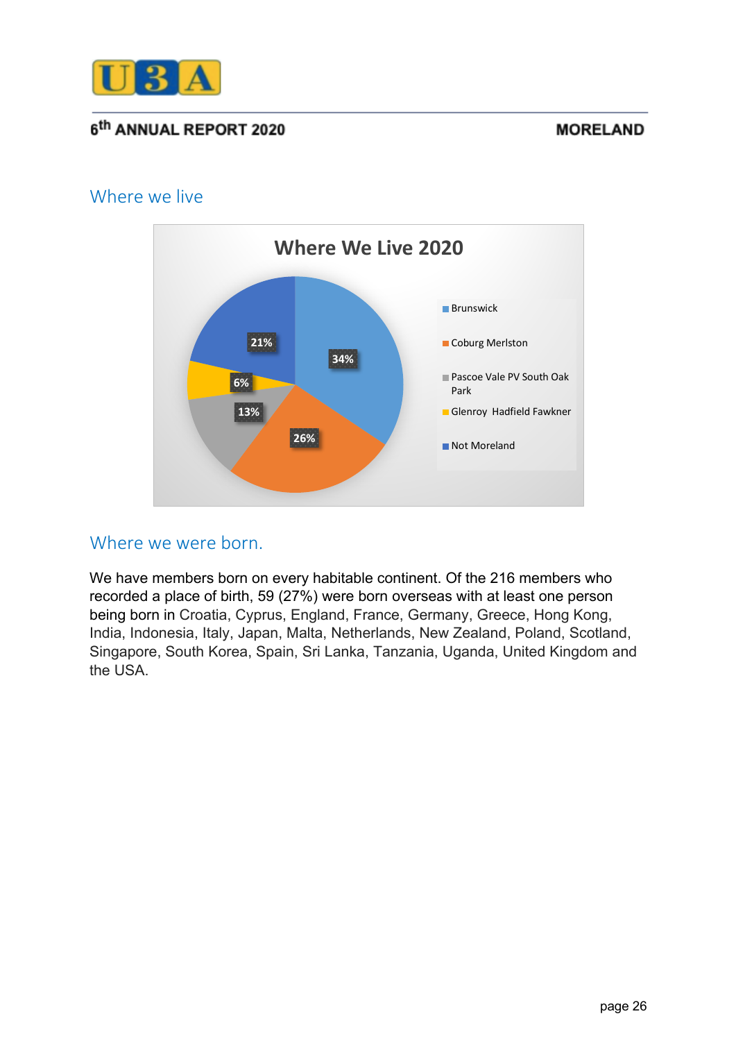## Where we live

**Where We Live 2020**

| Location | Percentage |
|---|---|
| Brunswick | 34% |
| Coburg Merlston | 26% |
| Pascoe Vale PV South Oak Park | 13% |
| Glenroy Hadfield Fawkner | 6% |
| Not Moreland | 21% |

## Where we were born.

We have members born on every habitable continent. Of the 216 members who recorded a place of birth, 59 (27%) were born overseas with at least one person being born in Croatia, Cyprus, England, France, Germany, Greece, Hong Kong, India, Indonesia, Italy, Japan, Malta, Netherlands, New Zealand, Poland, Scotland, Singapore, South Korea, Spain, Sri Lanka, Tanzania, Uganda, United Kingdom and the USA.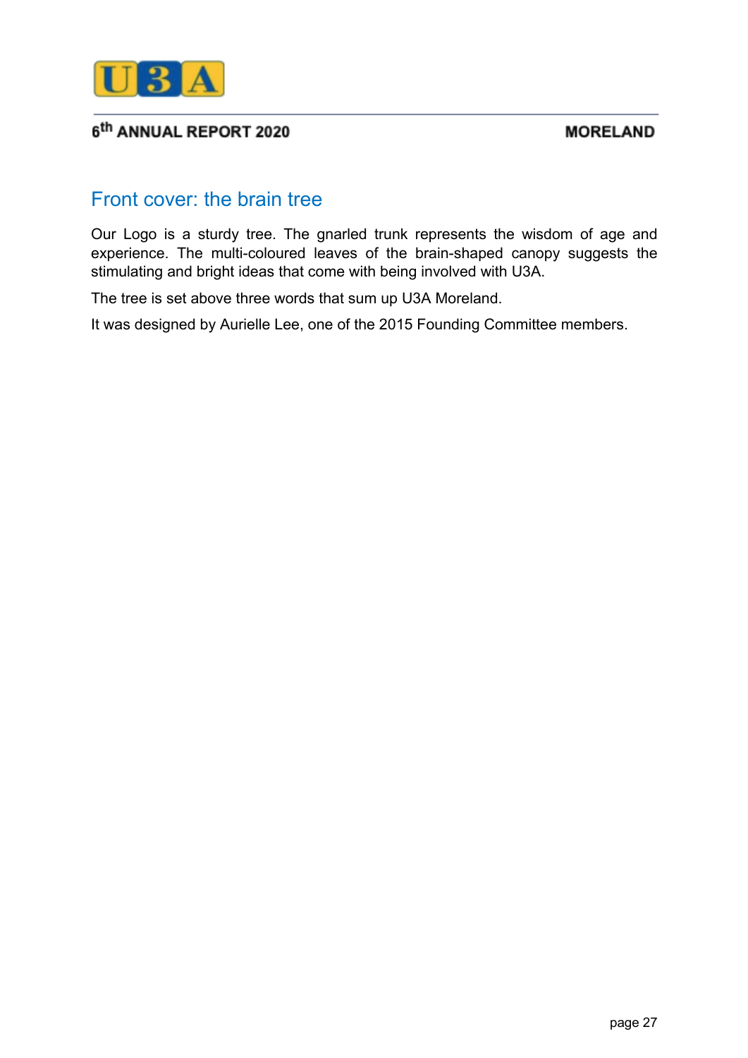## Front cover: the brain tree

Our Logo is a sturdy tree. The gnarled trunk represents the wisdom of age and experience. The multi-coloured leaves of the brain-shaped canopy suggests the stimulating and bright ideas that come with being involved with U3A.

The tree is set above three words that sum up U3A Moreland.

It was designed by Aurielle Lee, one of the 2015 Founding Committee members.